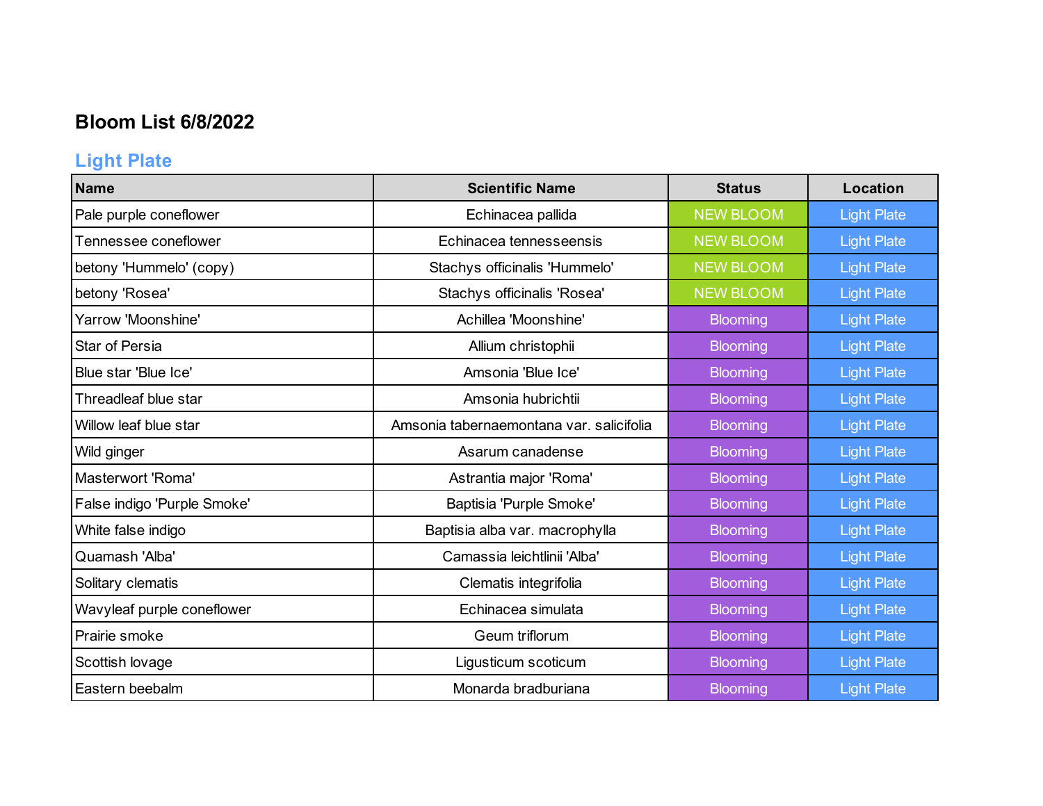# Bloom List 6/8/2022

## Light Plate

| Name | Scientific Name | Status | Location |
|---|---|---|---|
| Pale purple coneflower | Echinacea pallida | NEW BLOOM | Light Plate |
| Tennessee coneflower | Echinacea tennesseensis | NEW BLOOM | Light Plate |
| betony 'Hummelo' (copy) | Stachys officinalis 'Hummelo' | NEW BLOOM | Light Plate |
| betony 'Rosea' | Stachys officinalis 'Rosea' | NEW BLOOM | Light Plate |
| Yarrow 'Moonshine' | Achillea 'Moonshine' | Blooming | Light Plate |
| Star of Persia | Allium christophii | Blooming | Light Plate |
| Blue star 'Blue Ice' | Amsonia 'Blue Ice' | Blooming | Light Plate |
| Threadleaf blue star | Amsonia hubrichtii | Blooming | Light Plate |
| Willow leaf blue star | Amsonia tabernaemontana var. salicifolia | Blooming | Light Plate |
| Wild ginger | Asarum canadense | Blooming | Light Plate |
| Masterwort 'Roma' | Astrantia major 'Roma' | Blooming | Light Plate |
| False indigo 'Purple Smoke' | Baptisia 'Purple Smoke' | Blooming | Light Plate |
| White false indigo | Baptisia alba var. macrophylla | Blooming | Light Plate |
| Quamash 'Alba' | Camassia leichtlinii 'Alba' | Blooming | Light Plate |
| Solitary clematis | Clematis integrifolia | Blooming | Light Plate |
| Wavyleaf purple coneflower | Echinacea simulata | Blooming | Light Plate |
| Prairie smoke | Geum triflorum | Blooming | Light Plate |
| Scottish lovage | Ligusticum scoticum | Blooming | Light Plate |
| Eastern beebalm | Monarda bradburiana | Blooming | Light Plate |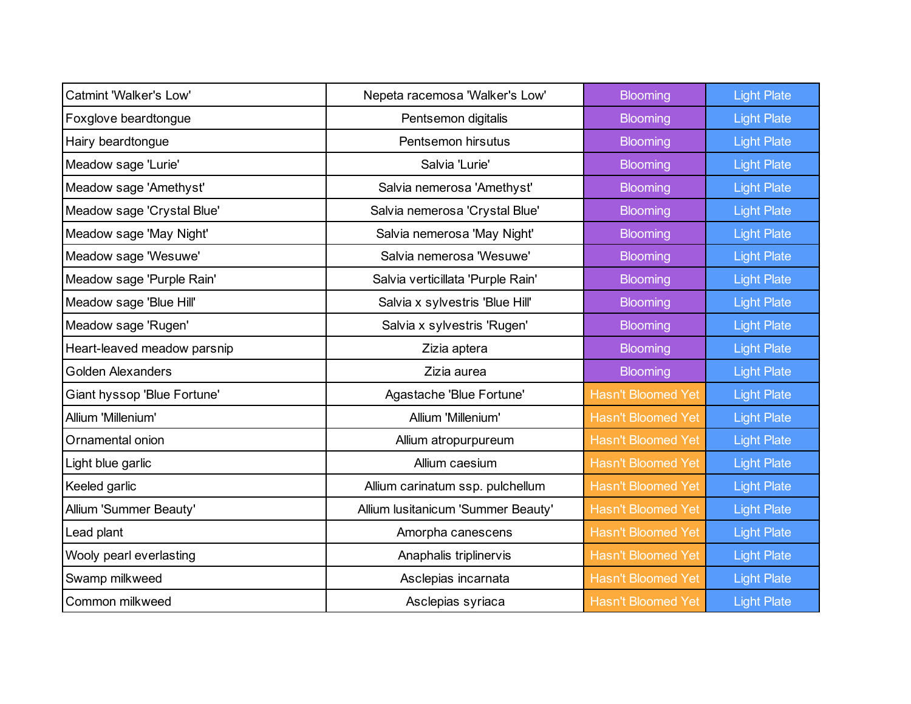| Catmint 'Walker's Low' | Nepeta racemosa 'Walker's Low' | Blooming | Light Plate |
|---|---|---|---|
| Foxglove beardtongue | Pentsemon digitalis | Blooming | Light Plate |
| Hairy beardtongue | Pentsemon hirsutus | Blooming | Light Plate |
| Meadow sage 'Lurie' | Salvia 'Lurie' | Blooming | Light Plate |
| Meadow sage 'Amethyst' | Salvia nemerosa 'Amethyst' | Blooming | Light Plate |
| Meadow sage 'Crystal Blue' | Salvia nemerosa 'Crystal Blue' | Blooming | Light Plate |
| Meadow sage 'May Night' | Salvia nemerosa 'May Night' | Blooming | Light Plate |
| Meadow sage 'Wesuwe' | Salvia nemerosa 'Wesuwe' | Blooming | Light Plate |
| Meadow sage 'Purple Rain' | Salvia verticillata 'Purple Rain' | Blooming | Light Plate |
| Meadow sage 'Blue Hill' | Salvia x sylvestris 'Blue Hill' | Blooming | Light Plate |
| Meadow sage 'Rugen' | Salvia x sylvestris 'Rugen' | Blooming | Light Plate |
| Heart-leaved meadow parsnip | Zizia aptera | Blooming | Light Plate |
| Golden Alexanders | Zizia aurea | Blooming | Light Plate |
| Giant hyssop 'Blue Fortune' | Agastache 'Blue Fortune' | Hasn't Bloomed Yet | Light Plate |
| Allium 'Millenium' | Allium 'Millenium' | Hasn't Bloomed Yet | Light Plate |
| Ornamental onion | Allium atropurpureum | Hasn't Bloomed Yet | Light Plate |
| Light blue garlic | Allium caesium | Hasn't Bloomed Yet | Light Plate |
| Keeled garlic | Allium carinatum ssp. pulchellum | Hasn't Bloomed Yet | Light Plate |
| Allium 'Summer Beauty' | Allium lusitanicum 'Summer Beauty' | Hasn't Bloomed Yet | Light Plate |
| Lead plant | Amorpha canescens | Hasn't Bloomed Yet | Light Plate |
| Wooly pearl everlasting | Anaphalis triplinervis | Hasn't Bloomed Yet | Light Plate |
| Swamp milkweed | Asclepias incarnata | Hasn't Bloomed Yet | Light Plate |
| Common milkweed | Asclepias syriaca | Hasn't Bloomed Yet | Light Plate |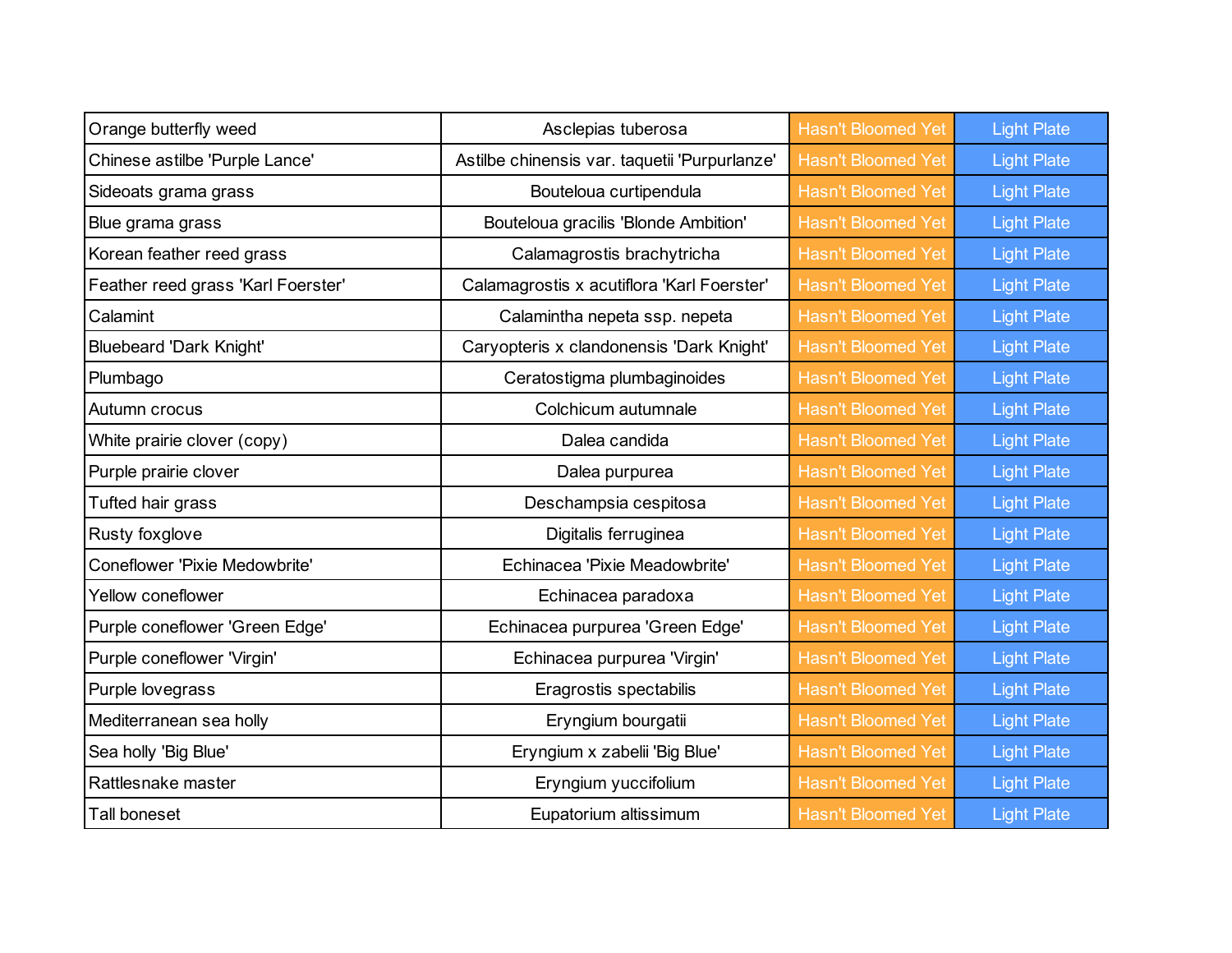| | | | |
|---|---|---|---|
| Orange butterfly weed | Asclepias tuberosa | Hasn't Bloomed Yet | Light Plate |
| Chinese astilbe 'Purple Lance' | Astilbe chinensis var. taquetii 'Purpurlanze' | Hasn't Bloomed Yet | Light Plate |
| Sideoats grama grass | Bouteloua curtipendula | Hasn't Bloomed Yet | Light Plate |
| Blue grama grass | Bouteloua gracilis 'Blonde Ambition' | Hasn't Bloomed Yet | Light Plate |
| Korean feather reed grass | Calamagrostis brachytricha | Hasn't Bloomed Yet | Light Plate |
| Feather reed grass 'Karl Foerster' | Calamagrostis x acutiflora 'Karl Foerster' | Hasn't Bloomed Yet | Light Plate |
| Calamint | Calamintha nepeta ssp. nepeta | Hasn't Bloomed Yet | Light Plate |
| Bluebeard 'Dark Knight' | Caryopteris x clandonensis 'Dark Knight' | Hasn't Bloomed Yet | Light Plate |
| Plumbago | Ceratostigma plumbaginoides | Hasn't Bloomed Yet | Light Plate |
| Autumn crocus | Colchicum autumnale | Hasn't Bloomed Yet | Light Plate |
| White prairie clover (copy) | Dalea candida | Hasn't Bloomed Yet | Light Plate |
| Purple prairie clover | Dalea purpurea | Hasn't Bloomed Yet | Light Plate |
| Tufted hair grass | Deschampsia cespitosa | Hasn't Bloomed Yet | Light Plate |
| Rusty foxglove | Digitalis ferruginea | Hasn't Bloomed Yet | Light Plate |
| Coneflower 'Pixie Medowbrite' | Echinacea 'Pixie Meadowbrite' | Hasn't Bloomed Yet | Light Plate |
| Yellow coneflower | Echinacea paradoxa | Hasn't Bloomed Yet | Light Plate |
| Purple coneflower 'Green Edge' | Echinacea purpurea 'Green Edge' | Hasn't Bloomed Yet | Light Plate |
| Purple coneflower 'Virgin' | Echinacea purpurea 'Virgin' | Hasn't Bloomed Yet | Light Plate |
| Purple lovegrass | Eragrostis spectabilis | Hasn't Bloomed Yet | Light Plate |
| Mediterranean sea holly | Eryngium bourgatii | Hasn't Bloomed Yet | Light Plate |
| Sea holly 'Big Blue' | Eryngium x zabelii 'Big Blue' | Hasn't Bloomed Yet | Light Plate |
| Rattlesnake master | Eryngium yuccifolium | Hasn't Bloomed Yet | Light Plate |
| Tall boneset | Eupatorium altissimum | Hasn't Bloomed Yet | Light Plate |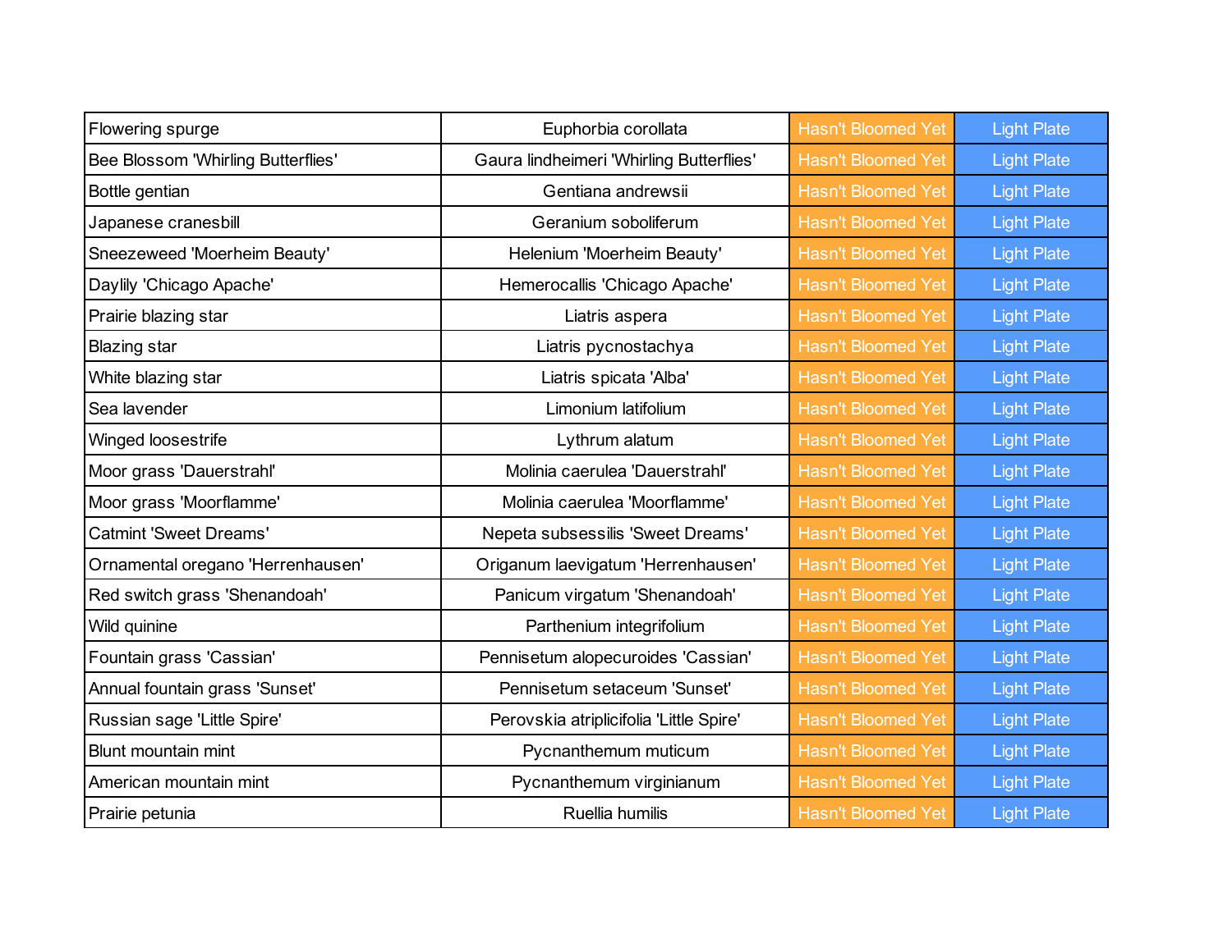| | | | |
|---|---|---|---|
| Flowering spurge | Euphorbia corollata | Hasn't Bloomed Yet | Light Plate |
| Bee Blossom 'Whirling Butterflies' | Gaura lindheimeri 'Whirling Butterflies' | Hasn't Bloomed Yet | Light Plate |
| Bottle gentian | Gentiana andrewsii | Hasn't Bloomed Yet | Light Plate |
| Japanese cranesbill | Geranium soboliferum | Hasn't Bloomed Yet | Light Plate |
| Sneezeweed 'Moerheim Beauty' | Helenium 'Moerheim Beauty' | Hasn't Bloomed Yet | Light Plate |
| Daylily 'Chicago Apache' | Hemerocallis 'Chicago Apache' | Hasn't Bloomed Yet | Light Plate |
| Prairie blazing star | Liatris aspera | Hasn't Bloomed Yet | Light Plate |
| Blazing star | Liatris pycnostachya | Hasn't Bloomed Yet | Light Plate |
| White blazing star | Liatris spicata 'Alba' | Hasn't Bloomed Yet | Light Plate |
| Sea lavender | Limonium latifolium | Hasn't Bloomed Yet | Light Plate |
| Winged loosestrife | Lythrum alatum | Hasn't Bloomed Yet | Light Plate |
| Moor grass 'Dauerstrahl' | Molinia caerulea 'Dauerstrahl' | Hasn't Bloomed Yet | Light Plate |
| Moor grass 'Moorflamme' | Molinia caerulea 'Moorflamme' | Hasn't Bloomed Yet | Light Plate |
| Catmint 'Sweet Dreams' | Nepeta subsessilis 'Sweet Dreams' | Hasn't Bloomed Yet | Light Plate |
| Ornamental oregano 'Herrenhausen' | Origanum laevigatum 'Herrenhausen' | Hasn't Bloomed Yet | Light Plate |
| Red switch grass 'Shenandoah' | Panicum virgatum 'Shenandoah' | Hasn't Bloomed Yet | Light Plate |
| Wild quinine | Parthenium integrifolium | Hasn't Bloomed Yet | Light Plate |
| Fountain grass 'Cassian' | Pennisetum alopecuroides 'Cassian' | Hasn't Bloomed Yet | Light Plate |
| Annual fountain grass 'Sunset' | Pennisetum setaceum 'Sunset' | Hasn't Bloomed Yet | Light Plate |
| Russian sage 'Little Spire' | Perovskia atriplicifolia 'Little Spire' | Hasn't Bloomed Yet | Light Plate |
| Blunt mountain mint | Pycnanthemum muticum | Hasn't Bloomed Yet | Light Plate |
| American mountain mint | Pycnanthemum virginianum | Hasn't Bloomed Yet | Light Plate |
| Prairie petunia | Ruellia humilis | Hasn't Bloomed Yet | Light Plate |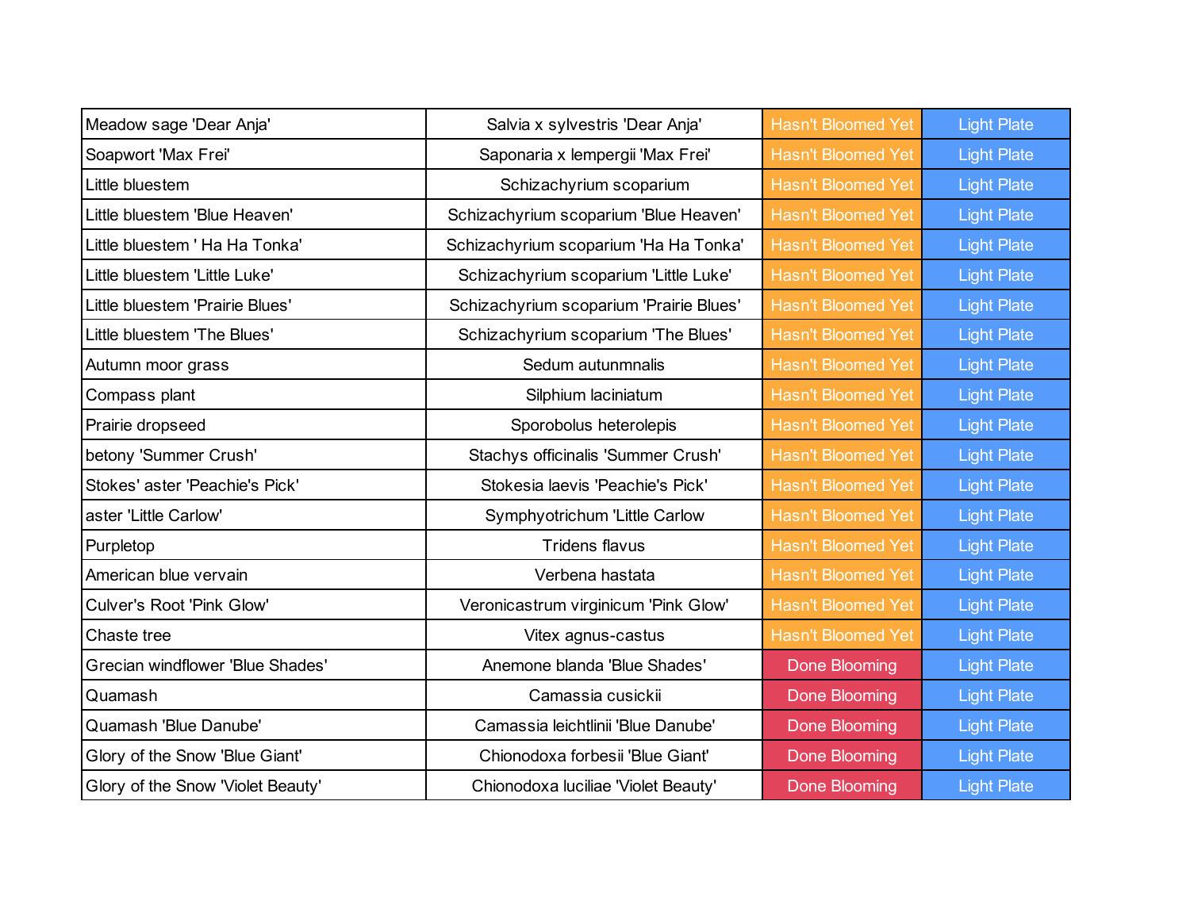| | | | |
|---|---|---|---|
| Meadow sage 'Dear Anja' | Salvia x sylvestris 'Dear Anja' | Hasn't Bloomed Yet | Light Plate |
| Soapwort 'Max Frei' | Saponaria x lempergii 'Max Frei' | Hasn't Bloomed Yet | Light Plate |
| Little bluestem | Schizachyrium scoparium | Hasn't Bloomed Yet | Light Plate |
| Little bluestem 'Blue Heaven' | Schizachyrium scoparium 'Blue Heaven' | Hasn't Bloomed Yet | Light Plate |
| Little bluestem ' Ha Ha Tonka' | Schizachyrium scoparium 'Ha Ha Tonka' | Hasn't Bloomed Yet | Light Plate |
| Little bluestem 'Little Luke' | Schizachyrium scoparium 'Little Luke' | Hasn't Bloomed Yet | Light Plate |
| Little bluestem 'Prairie Blues' | Schizachyrium scoparium 'Prairie Blues' | Hasn't Bloomed Yet | Light Plate |
| Little bluestem 'The Blues' | Schizachyrium scoparium 'The Blues' | Hasn't Bloomed Yet | Light Plate |
| Autumn moor grass | Sedum autunmnalis | Hasn't Bloomed Yet | Light Plate |
| Compass plant | Silphium laciniatum | Hasn't Bloomed Yet | Light Plate |
| Prairie dropseed | Sporobolus heterolepis | Hasn't Bloomed Yet | Light Plate |
| betony 'Summer Crush' | Stachys officinalis 'Summer Crush' | Hasn't Bloomed Yet | Light Plate |
| Stokes' aster 'Peachie's Pick' | Stokesia laevis 'Peachie's Pick' | Hasn't Bloomed Yet | Light Plate |
| aster 'Little Carlow' | Symphyotrichum 'Little Carlow | Hasn't Bloomed Yet | Light Plate |
| Purpletop | Tridens flavus | Hasn't Bloomed Yet | Light Plate |
| American blue vervain | Verbena hastata | Hasn't Bloomed Yet | Light Plate |
| Culver's Root 'Pink Glow' | Veronicastrum virginicum 'Pink Glow' | Hasn't Bloomed Yet | Light Plate |
| Chaste tree | Vitex agnus-castus | Hasn't Bloomed Yet | Light Plate |
| Grecian windflower 'Blue Shades' | Anemone blanda 'Blue Shades' | Done Blooming | Light Plate |
| Quamash | Camassia cusickii | Done Blooming | Light Plate |
| Quamash 'Blue Danube' | Camassia leichtlinii 'Blue Danube' | Done Blooming | Light Plate |
| Glory of the Snow 'Blue Giant' | Chionodoxa forbesii 'Blue Giant' | Done Blooming | Light Plate |
| Glory of the Snow 'Violet Beauty' | Chionodoxa luciliae 'Violet Beauty' | Done Blooming | Light Plate |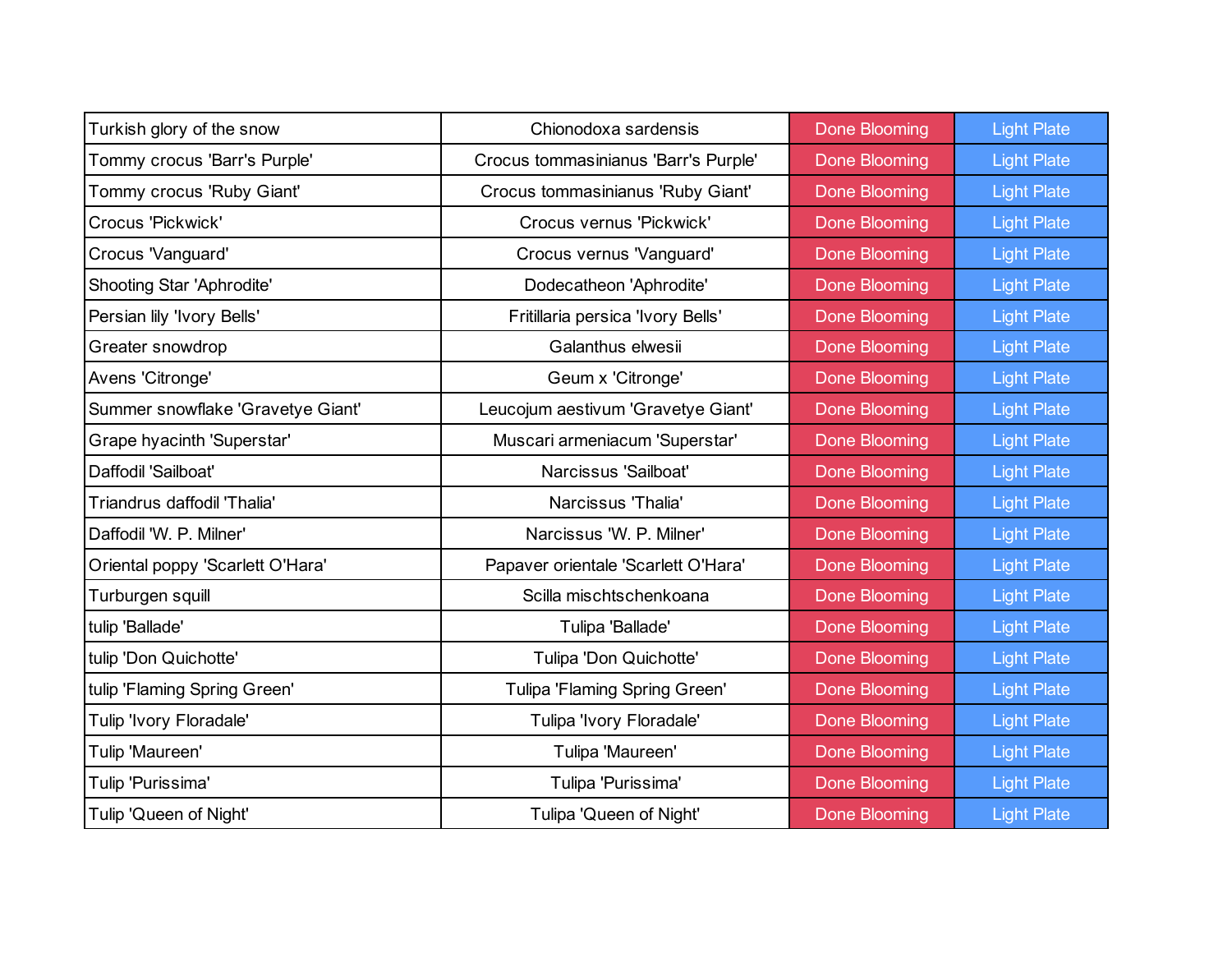| | | | |
|---|---|---|---|
| Turkish glory of the snow | Chionodoxa sardensis | Done Blooming | Light Plate |
| Tommy crocus 'Barr's Purple' | Crocus tommasinianus 'Barr's Purple' | Done Blooming | Light Plate |
| Tommy crocus 'Ruby Giant' | Crocus tommasinianus 'Ruby Giant' | Done Blooming | Light Plate |
| Crocus 'Pickwick' | Crocus vernus 'Pickwick' | Done Blooming | Light Plate |
| Crocus 'Vanguard' | Crocus vernus 'Vanguard' | Done Blooming | Light Plate |
| Shooting Star 'Aphrodite' | Dodecatheon 'Aphrodite' | Done Blooming | Light Plate |
| Persian lily 'Ivory Bells' | Fritillaria persica 'Ivory Bells' | Done Blooming | Light Plate |
| Greater snowdrop | Galanthus elwesii | Done Blooming | Light Plate |
| Avens 'Citronge' | Geum x 'Citronge' | Done Blooming | Light Plate |
| Summer snowflake 'Gravetye Giant' | Leucojum aestivum 'Gravetye Giant' | Done Blooming | Light Plate |
| Grape hyacinth 'Superstar' | Muscari armeniacum 'Superstar' | Done Blooming | Light Plate |
| Daffodil 'Sailboat' | Narcissus 'Sailboat' | Done Blooming | Light Plate |
| Triandrus daffodil 'Thalia' | Narcissus 'Thalia' | Done Blooming | Light Plate |
| Daffodil 'W. P. Milner' | Narcissus 'W. P. Milner' | Done Blooming | Light Plate |
| Oriental poppy 'Scarlett O'Hara' | Papaver orientale 'Scarlett O'Hara' | Done Blooming | Light Plate |
| Turburgen squill | Scilla mischtschenkoana | Done Blooming | Light Plate |
| tulip 'Ballade' | Tulipa 'Ballade' | Done Blooming | Light Plate |
| tulip 'Don Quichotte' | Tulipa 'Don Quichotte' | Done Blooming | Light Plate |
| tulip 'Flaming Spring Green' | Tulipa 'Flaming Spring Green' | Done Blooming | Light Plate |
| Tulip 'Ivory Floradale' | Tulipa 'Ivory Floradale' | Done Blooming | Light Plate |
| Tulip 'Maureen' | Tulipa 'Maureen' | Done Blooming | Light Plate |
| Tulip 'Purissima' | Tulipa 'Purissima' | Done Blooming | Light Plate |
| Tulip 'Queen of Night' | Tulipa 'Queen of Night' | Done Blooming | Light Plate |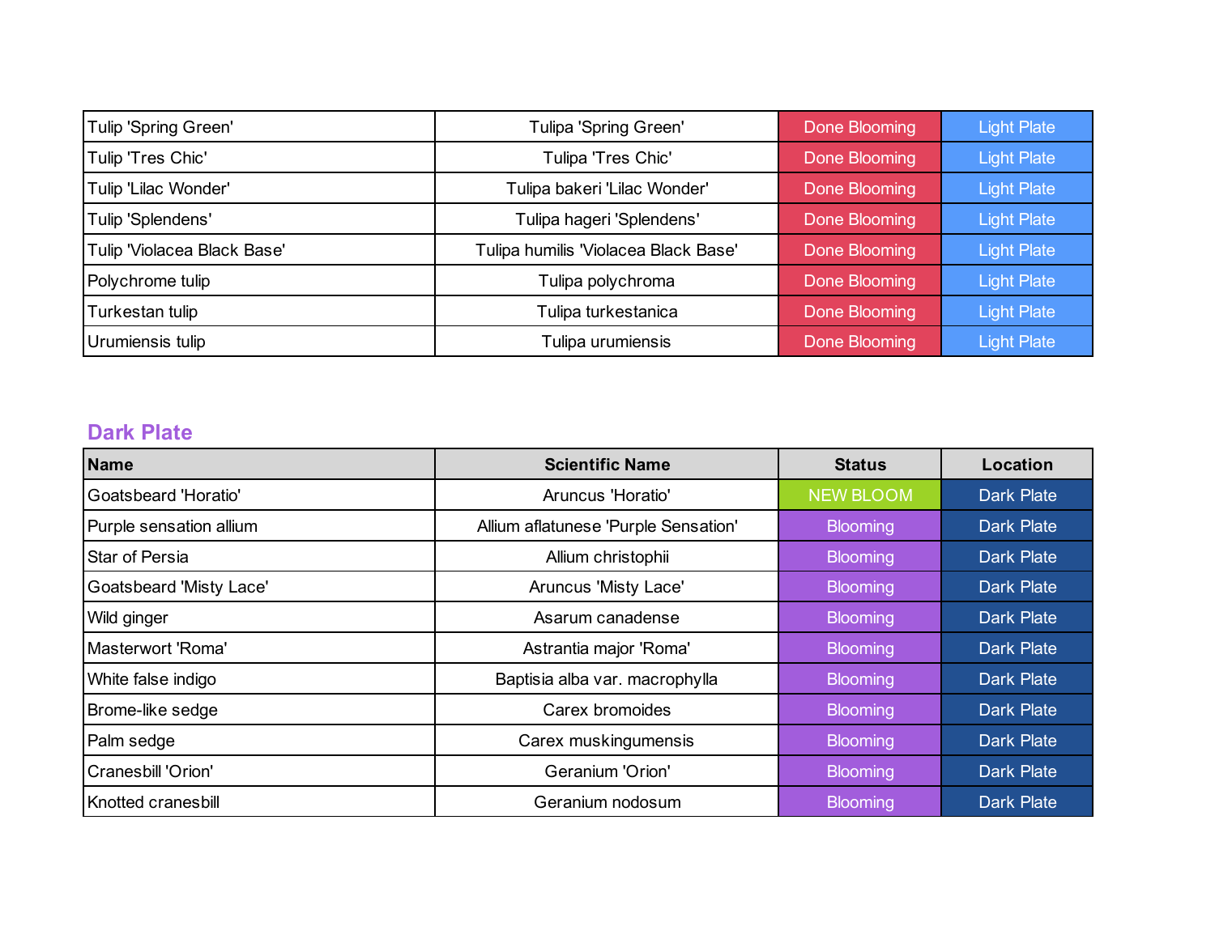| | | | |
|---|---|---|---|
| Tulip 'Spring Green' | Tulipa 'Spring Green' | Done Blooming | Light Plate |
| Tulip 'Tres Chic' | Tulipa 'Tres Chic' | Done Blooming | Light Plate |
| Tulip 'Lilac Wonder' | Tulipa bakeri 'Lilac Wonder' | Done Blooming | Light Plate |
| Tulip 'Splendens' | Tulipa hageri 'Splendens' | Done Blooming | Light Plate |
| Tulip 'Violacea Black Base' | Tulipa humilis 'Violacea Black Base' | Done Blooming | Light Plate |
| Polychrome tulip | Tulipa polychroma | Done Blooming | Light Plate |
| Turkestan tulip | Tulipa turkestanica | Done Blooming | Light Plate |
| Urumiensis tulip | Tulipa urumiensis | Done Blooming | Light Plate |

## Dark Plate

| Name | Scientific Name | Status | Location |
|---|---|---|---|
| Goatsbeard 'Horatio' | Aruncus 'Horatio' | NEW BLOOM | Dark Plate |
| Purple sensation allium | Allium aflatunese 'Purple Sensation' | Blooming | Dark Plate |
| Star of Persia | Allium christophii | Blooming | Dark Plate |
| Goatsbeard 'Misty Lace' | Aruncus 'Misty Lace' | Blooming | Dark Plate |
| Wild ginger | Asarum canadense | Blooming | Dark Plate |
| Masterwort 'Roma' | Astrantia major 'Roma' | Blooming | Dark Plate |
| White false indigo | Baptisia alba var. macrophylla | Blooming | Dark Plate |
| Brome-like sedge | Carex bromoides | Blooming | Dark Plate |
| Palm sedge | Carex muskingumensis | Blooming | Dark Plate |
| Cranesbill 'Orion' | Geranium 'Orion' | Blooming | Dark Plate |
| Knotted cranesbill | Geranium nodosum | Blooming | Dark Plate |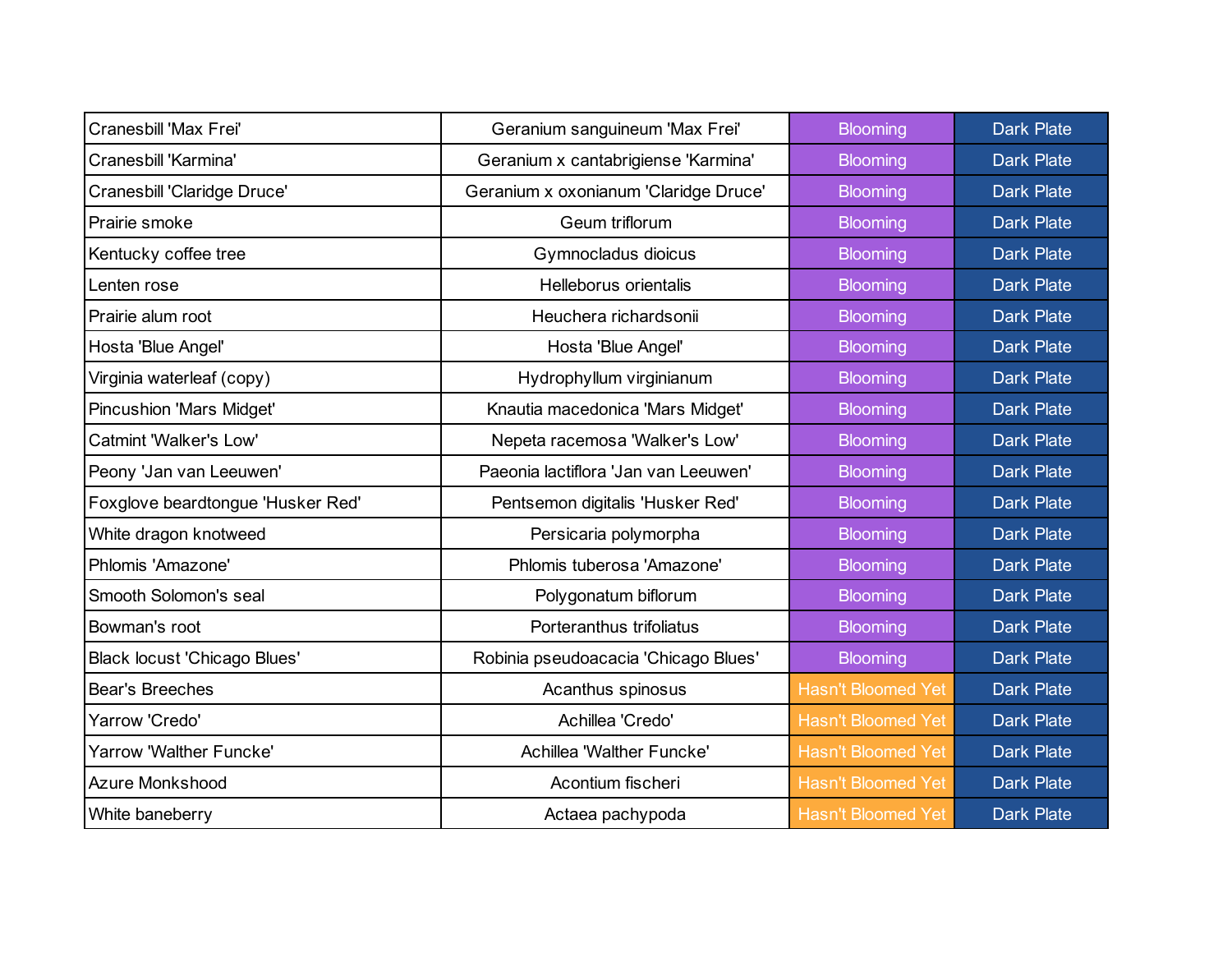| | | | |
|---|---|---|---|
| Cranesbill 'Max Frei' | Geranium sanguineum 'Max Frei' | Blooming | Dark Plate |
| Cranesbill 'Karmina' | Geranium x cantabrigiense 'Karmina' | Blooming | Dark Plate |
| Cranesbill 'Claridge Druce' | Geranium x oxonianum 'Claridge Druce' | Blooming | Dark Plate |
| Prairie smoke | Geum triflorum | Blooming | Dark Plate |
| Kentucky coffee tree | Gymnocladus dioicus | Blooming | Dark Plate |
| Lenten rose | Helleborus orientalis | Blooming | Dark Plate |
| Prairie alum root | Heuchera richardsonii | Blooming | Dark Plate |
| Hosta 'Blue Angel' | Hosta 'Blue Angel' | Blooming | Dark Plate |
| Virginia waterleaf (copy) | Hydrophyllum virginianum | Blooming | Dark Plate |
| Pincushion 'Mars Midget' | Knautia macedonica 'Mars Midget' | Blooming | Dark Plate |
| Catmint 'Walker's Low' | Nepeta racemosa 'Walker's Low' | Blooming | Dark Plate |
| Peony 'Jan van Leeuwen' | Paeonia lactiflora 'Jan van Leeuwen' | Blooming | Dark Plate |
| Foxglove beardtongue 'Husker Red' | Pentsemon digitalis 'Husker Red' | Blooming | Dark Plate |
| White dragon knotweed | Persicaria polymorpha | Blooming | Dark Plate |
| Phlomis 'Amazone' | Phlomis tuberosa 'Amazone' | Blooming | Dark Plate |
| Smooth Solomon's seal | Polygonatum biflorum | Blooming | Dark Plate |
| Bowman's root | Porteranthus trifoliatus | Blooming | Dark Plate |
| Black locust 'Chicago Blues' | Robinia pseudoacacia 'Chicago Blues' | Blooming | Dark Plate |
| Bear's Breeches | Acanthus spinosus | Hasn't Bloomed Yet | Dark Plate |
| Yarrow 'Credo' | Achillea 'Credo' | Hasn't Bloomed Yet | Dark Plate |
| Yarrow 'Walther Funcke' | Achillea 'Walther Funcke' | Hasn't Bloomed Yet | Dark Plate |
| Azure Monkshood | Acontium fischeri | Hasn't Bloomed Yet | Dark Plate |
| White baneberry | Actaea pachypoda | Hasn't Bloomed Yet | Dark Plate |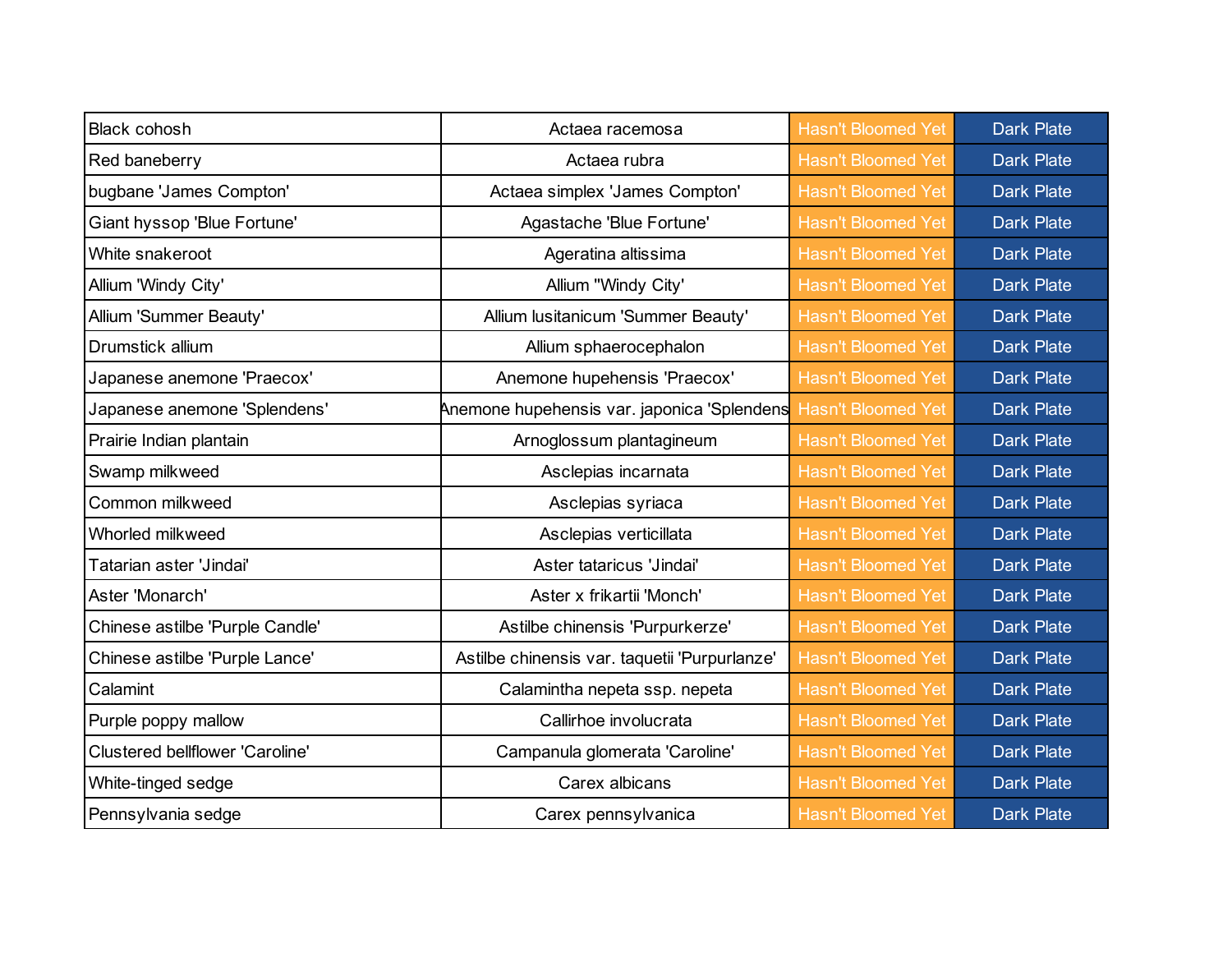| | | | |
|---|---|---|---|
| Black cohosh | Actaea racemosa | Hasn't Bloomed Yet | Dark Plate |
| Red baneberry | Actaea rubra | Hasn't Bloomed Yet | Dark Plate |
| bugbane 'James Compton' | Actaea simplex 'James Compton' | Hasn't Bloomed Yet | Dark Plate |
| Giant hyssop 'Blue Fortune' | Agastache 'Blue Fortune' | Hasn't Bloomed Yet | Dark Plate |
| White snakeroot | Ageratina altissima | Hasn't Bloomed Yet | Dark Plate |
| Allium 'Windy City' | Allium "Windy City' | Hasn't Bloomed Yet | Dark Plate |
| Allium 'Summer Beauty' | Allium lusitanicum 'Summer Beauty' | Hasn't Bloomed Yet | Dark Plate |
| Drumstick allium | Allium sphaerocephalon | Hasn't Bloomed Yet | Dark Plate |
| Japanese anemone 'Praecox' | Anemone hupehensis 'Praecox' | Hasn't Bloomed Yet | Dark Plate |
| Japanese anemone 'Splendens' | Anemone hupehensis var. japonica 'Splendens | Hasn't Bloomed Yet | Dark Plate |
| Prairie Indian plantain | Arnoglossum plantagineum | Hasn't Bloomed Yet | Dark Plate |
| Swamp milkweed | Asclepias incarnata | Hasn't Bloomed Yet | Dark Plate |
| Common milkweed | Asclepias syriaca | Hasn't Bloomed Yet | Dark Plate |
| Whorled milkweed | Asclepias verticillata | Hasn't Bloomed Yet | Dark Plate |
| Tatarian aster 'Jindai' | Aster tataricus 'Jindai' | Hasn't Bloomed Yet | Dark Plate |
| Aster 'Monarch' | Aster x frikartii 'Monch' | Hasn't Bloomed Yet | Dark Plate |
| Chinese astilbe 'Purple Candle' | Astilbe chinensis 'Purpurkerze' | Hasn't Bloomed Yet | Dark Plate |
| Chinese astilbe 'Purple Lance' | Astilbe chinensis var. taquetii 'Purpurlanze' | Hasn't Bloomed Yet | Dark Plate |
| Calamint | Calamintha nepeta ssp. nepeta | Hasn't Bloomed Yet | Dark Plate |
| Purple poppy mallow | Callirhoe involucrata | Hasn't Bloomed Yet | Dark Plate |
| Clustered bellflower 'Caroline' | Campanula glomerata 'Caroline' | Hasn't Bloomed Yet | Dark Plate |
| White-tinged sedge | Carex albicans | Hasn't Bloomed Yet | Dark Plate |
| Pennsylvania sedge | Carex pennsylvanica | Hasn't Bloomed Yet | Dark Plate |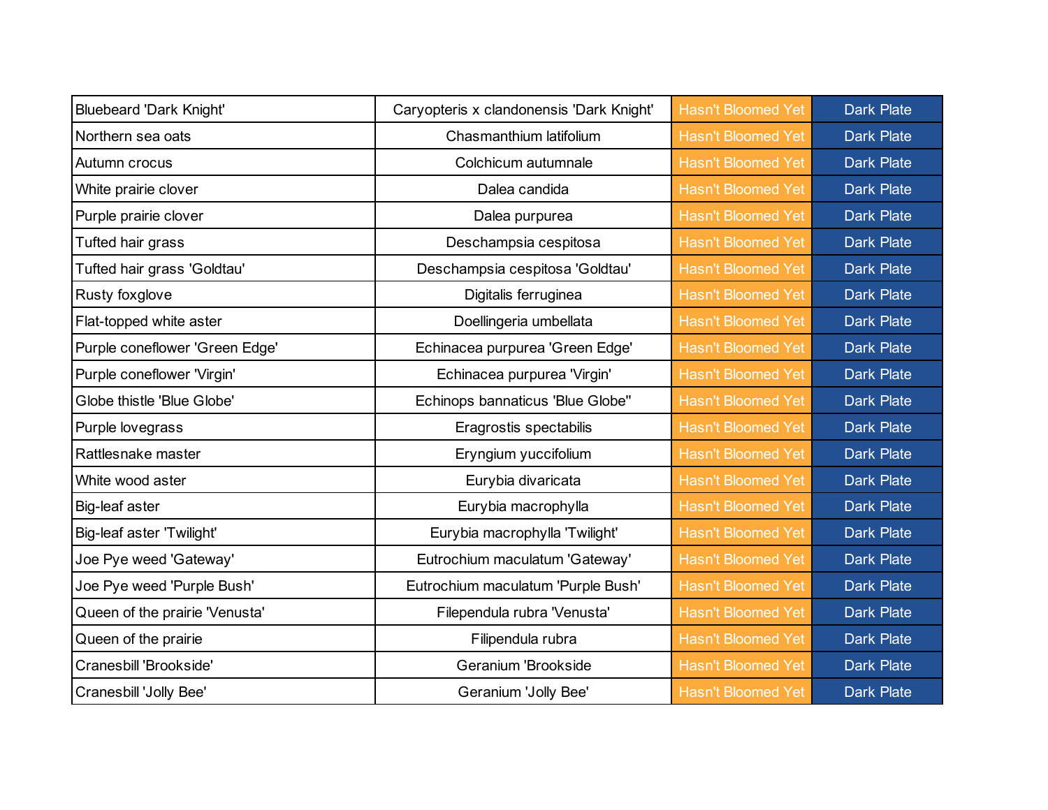| | | | |
|---|---|---|---|
| Bluebeard 'Dark Knight' | Caryopteris x clandonensis 'Dark Knight' | Hasn't Bloomed Yet | Dark Plate |
| Northern sea oats | Chasmanthium latifolium | Hasn't Bloomed Yet | Dark Plate |
| Autumn crocus | Colchicum autumnale | Hasn't Bloomed Yet | Dark Plate |
| White prairie clover | Dalea candida | Hasn't Bloomed Yet | Dark Plate |
| Purple prairie clover | Dalea purpurea | Hasn't Bloomed Yet | Dark Plate |
| Tufted hair grass | Deschampsia cespitosa | Hasn't Bloomed Yet | Dark Plate |
| Tufted hair grass 'Goldtau' | Deschampsia cespitosa 'Goldtau' | Hasn't Bloomed Yet | Dark Plate |
| Rusty foxglove | Digitalis ferruginea | Hasn't Bloomed Yet | Dark Plate |
| Flat-topped white aster | Doellingeria umbellata | Hasn't Bloomed Yet | Dark Plate |
| Purple coneflower 'Green Edge' | Echinacea purpurea 'Green Edge' | Hasn't Bloomed Yet | Dark Plate |
| Purple coneflower 'Virgin' | Echinacea purpurea 'Virgin' | Hasn't Bloomed Yet | Dark Plate |
| Globe thistle 'Blue Globe' | Echinops bannaticus 'Blue Globe'' | Hasn't Bloomed Yet | Dark Plate |
| Purple lovegrass | Eragrostis spectabilis | Hasn't Bloomed Yet | Dark Plate |
| Rattlesnake master | Eryngium yuccifolium | Hasn't Bloomed Yet | Dark Plate |
| White wood aster | Eurybia divaricata | Hasn't Bloomed Yet | Dark Plate |
| Big-leaf aster | Eurybia macrophylla | Hasn't Bloomed Yet | Dark Plate |
| Big-leaf aster 'Twilight' | Eurybia macrophylla 'Twilight' | Hasn't Bloomed Yet | Dark Plate |
| Joe Pye weed 'Gateway' | Eutrochium maculatum 'Gateway' | Hasn't Bloomed Yet | Dark Plate |
| Joe Pye weed 'Purple Bush' | Eutrochium maculatum 'Purple Bush' | Hasn't Bloomed Yet | Dark Plate |
| Queen of the prairie 'Venusta' | Filependula rubra 'Venusta' | Hasn't Bloomed Yet | Dark Plate |
| Queen of the prairie | Filipendula rubra | Hasn't Bloomed Yet | Dark Plate |
| Cranesbill 'Brookside' | Geranium 'Brookside | Hasn't Bloomed Yet | Dark Plate |
| Cranesbill 'Jolly Bee' | Geranium 'Jolly Bee' | Hasn't Bloomed Yet | Dark Plate |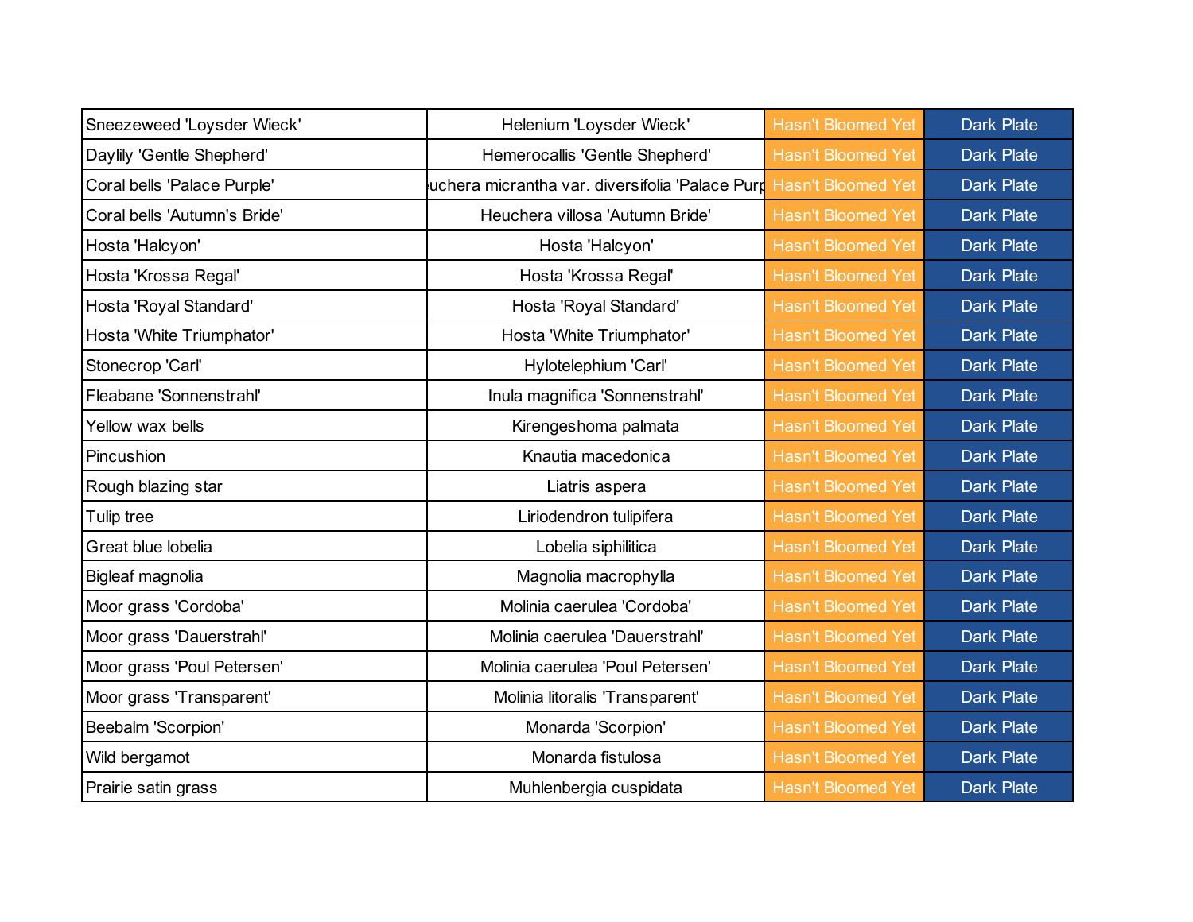| | | | |
|---|---|---|---|
| Sneezeweed 'Loysder Wieck' | Helenium 'Loysder Wieck' | Hasn't Bloomed Yet | Dark Plate |
| Daylily 'Gentle Shepherd' | Hemerocallis 'Gentle Shepherd' | Hasn't Bloomed Yet | Dark Plate |
| Coral bells 'Palace Purple' | uchera micrantha var. diversifolia 'Palace Purp | Hasn't Bloomed Yet | Dark Plate |
| Coral bells 'Autumn's Bride' | Heuchera villosa 'Autumn Bride' | Hasn't Bloomed Yet | Dark Plate |
| Hosta 'Halcyon' | Hosta 'Halcyon' | Hasn't Bloomed Yet | Dark Plate |
| Hosta 'Krossa Regal' | Hosta 'Krossa Regal' | Hasn't Bloomed Yet | Dark Plate |
| Hosta 'Royal Standard' | Hosta 'Royal Standard' | Hasn't Bloomed Yet | Dark Plate |
| Hosta 'White Triumphator' | Hosta 'White Triumphator' | Hasn't Bloomed Yet | Dark Plate |
| Stonecrop 'Carl' | Hylotelephium 'Carl' | Hasn't Bloomed Yet | Dark Plate |
| Fleabane 'Sonnenstrahl' | Inula magnifica 'Sonnenstrahl' | Hasn't Bloomed Yet | Dark Plate |
| Yellow wax bells | Kirengeshoma palmata | Hasn't Bloomed Yet | Dark Plate |
| Pincushion | Knautia macedonica | Hasn't Bloomed Yet | Dark Plate |
| Rough blazing star | Liatris aspera | Hasn't Bloomed Yet | Dark Plate |
| Tulip tree | Liriodendron tulipifera | Hasn't Bloomed Yet | Dark Plate |
| Great blue lobelia | Lobelia siphilitica | Hasn't Bloomed Yet | Dark Plate |
| Bigleaf magnolia | Magnolia macrophylla | Hasn't Bloomed Yet | Dark Plate |
| Moor grass 'Cordoba' | Molinia caerulea 'Cordoba' | Hasn't Bloomed Yet | Dark Plate |
| Moor grass 'Dauerstrahl' | Molinia caerulea 'Dauerstrahl' | Hasn't Bloomed Yet | Dark Plate |
| Moor grass 'Poul Petersen' | Molinia caerulea 'Poul Petersen' | Hasn't Bloomed Yet | Dark Plate |
| Moor grass 'Transparent' | Molinia litoralis 'Transparent' | Hasn't Bloomed Yet | Dark Plate |
| Beebalm 'Scorpion' | Monarda 'Scorpion' | Hasn't Bloomed Yet | Dark Plate |
| Wild bergamot | Monarda fistulosa | Hasn't Bloomed Yet | Dark Plate |
| Prairie satin grass | Muhlenbergia cuspidata | Hasn't Bloomed Yet | Dark Plate |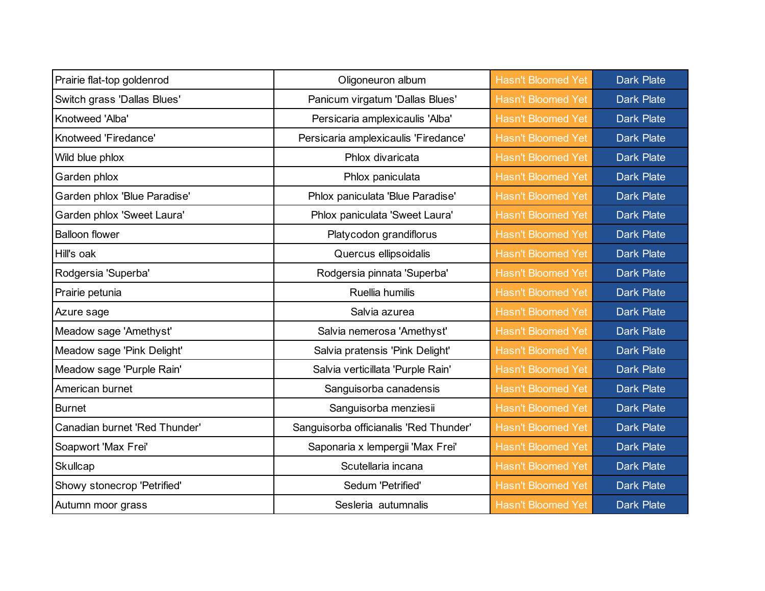| | | | |
|---|---|---|---|
| Prairie flat-top goldenrod | Oligoneuron album | Hasn't Bloomed Yet | Dark Plate |
| Switch grass 'Dallas Blues' | Panicum virgatum 'Dallas Blues' | Hasn't Bloomed Yet | Dark Plate |
| Knotweed 'Alba' | Persicaria amplexicaulis 'Alba' | Hasn't Bloomed Yet | Dark Plate |
| Knotweed 'Firedance' | Persicaria amplexicaulis 'Firedance' | Hasn't Bloomed Yet | Dark Plate |
| Wild blue phlox | Phlox divaricata | Hasn't Bloomed Yet | Dark Plate |
| Garden phlox | Phlox paniculata | Hasn't Bloomed Yet | Dark Plate |
| Garden phlox 'Blue Paradise' | Phlox paniculata 'Blue Paradise' | Hasn't Bloomed Yet | Dark Plate |
| Garden phlox 'Sweet Laura' | Phlox paniculata 'Sweet Laura' | Hasn't Bloomed Yet | Dark Plate |
| Balloon flower | Platycodon grandiflorus | Hasn't Bloomed Yet | Dark Plate |
| Hill's oak | Quercus ellipsoidalis | Hasn't Bloomed Yet | Dark Plate |
| Rodgersia 'Superba' | Rodgersia pinnata 'Superba' | Hasn't Bloomed Yet | Dark Plate |
| Prairie petunia | Ruellia humilis | Hasn't Bloomed Yet | Dark Plate |
| Azure sage | Salvia azurea | Hasn't Bloomed Yet | Dark Plate |
| Meadow sage 'Amethyst' | Salvia nemerosa 'Amethyst' | Hasn't Bloomed Yet | Dark Plate |
| Meadow sage 'Pink Delight' | Salvia pratensis 'Pink Delight' | Hasn't Bloomed Yet | Dark Plate |
| Meadow sage 'Purple Rain' | Salvia verticillata 'Purple Rain' | Hasn't Bloomed Yet | Dark Plate |
| American burnet | Sanguisorba canadensis | Hasn't Bloomed Yet | Dark Plate |
| Burnet | Sanguisorba menziesii | Hasn't Bloomed Yet | Dark Plate |
| Canadian burnet 'Red Thunder' | Sanguisorba officianalis 'Red Thunder' | Hasn't Bloomed Yet | Dark Plate |
| Soapwort 'Max Frei' | Saponaria x lempergii 'Max Frei' | Hasn't Bloomed Yet | Dark Plate |
| Skullcap | Scutellaria incana | Hasn't Bloomed Yet | Dark Plate |
| Showy stonecrop 'Petrified' | Sedum 'Petrified' | Hasn't Bloomed Yet | Dark Plate |
| Autumn moor grass | Sesleria  autumnalis | Hasn't Bloomed Yet | Dark Plate |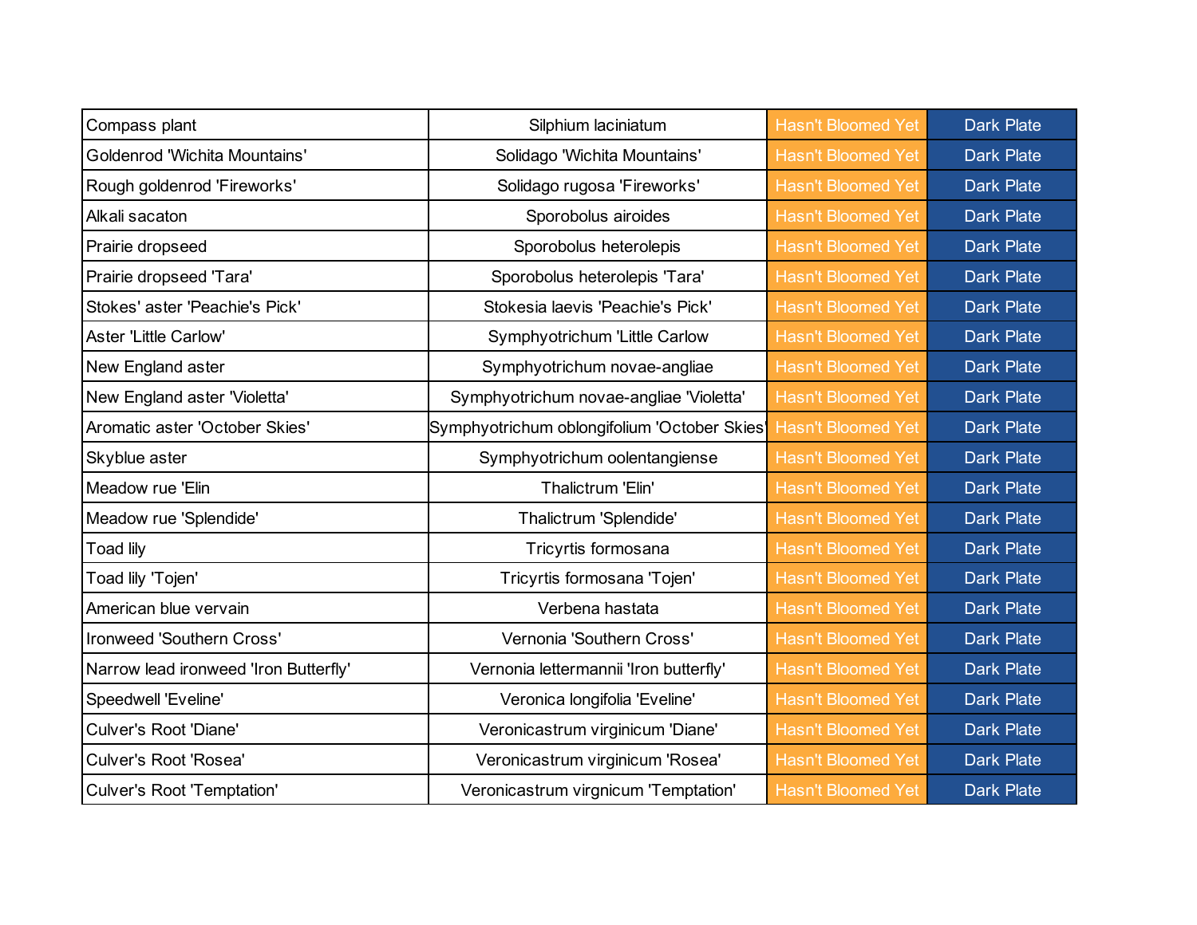| Compass plant | Silphium laciniatum | Hasn't Bloomed Yet | Dark Plate |
|---|---|---|---|
| Goldenrod 'Wichita Mountains' | Solidago 'Wichita Mountains' | Hasn't Bloomed Yet | Dark Plate |
| Rough goldenrod 'Fireworks' | Solidago rugosa 'Fireworks' | Hasn't Bloomed Yet | Dark Plate |
| Alkali sacaton | Sporobolus airoides | Hasn't Bloomed Yet | Dark Plate |
| Prairie dropseed | Sporobolus heterolepis | Hasn't Bloomed Yet | Dark Plate |
| Prairie dropseed 'Tara' | Sporobolus heterolepis 'Tara' | Hasn't Bloomed Yet | Dark Plate |
| Stokes' aster 'Peachie's Pick' | Stokesia laevis 'Peachie's Pick' | Hasn't Bloomed Yet | Dark Plate |
| Aster 'Little Carlow' | Symphyotrichum 'Little Carlow | Hasn't Bloomed Yet | Dark Plate |
| New England aster | Symphyotrichum novae-angliae | Hasn't Bloomed Yet | Dark Plate |
| New England aster 'Violetta' | Symphyotrichum novae-angliae 'Violetta' | Hasn't Bloomed Yet | Dark Plate |
| Aromatic aster 'October Skies' | Symphyotrichum oblongifolium 'October Skies' | Hasn't Bloomed Yet | Dark Plate |
| Skyblue aster | Symphyotrichum oolentangiense | Hasn't Bloomed Yet | Dark Plate |
| Meadow rue 'Elin | Thalictrum 'Elin' | Hasn't Bloomed Yet | Dark Plate |
| Meadow rue 'Splendide' | Thalictrum 'Splendide' | Hasn't Bloomed Yet | Dark Plate |
| Toad lily | Tricyrtis formosana | Hasn't Bloomed Yet | Dark Plate |
| Toad lily 'Tojen' | Tricyrtis formosana 'Tojen' | Hasn't Bloomed Yet | Dark Plate |
| American blue vervain | Verbena hastata | Hasn't Bloomed Yet | Dark Plate |
| Ironweed 'Southern Cross' | Vernonia 'Southern Cross' | Hasn't Bloomed Yet | Dark Plate |
| Narrow lead ironweed 'Iron Butterfly' | Vernonia lettermannii 'Iron butterfly' | Hasn't Bloomed Yet | Dark Plate |
| Speedwell 'Eveline' | Veronica longifolia 'Eveline' | Hasn't Bloomed Yet | Dark Plate |
| Culver's Root 'Diane' | Veronicastrum virginicum 'Diane' | Hasn't Bloomed Yet | Dark Plate |
| Culver's Root 'Rosea' | Veronicastrum virginicum 'Rosea' | Hasn't Bloomed Yet | Dark Plate |
| Culver's Root 'Temptation' | Veronicastrum virgnicum 'Temptation' | Hasn't Bloomed Yet | Dark Plate |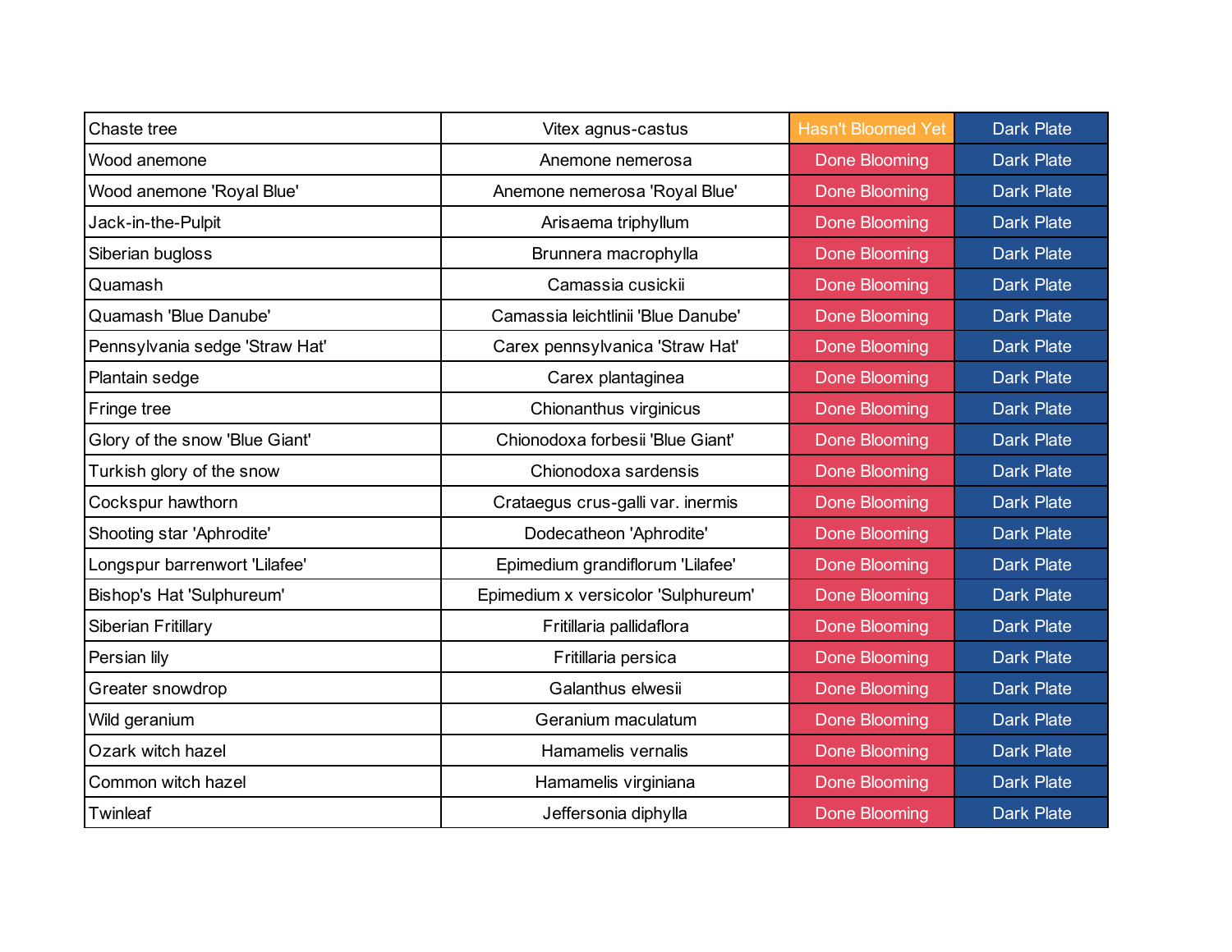| Chaste tree | Vitex agnus-castus | Hasn't Bloomed Yet | Dark Plate |
|---|---|---|---|
| Wood anemone | Anemone nemerosa | Done Blooming | Dark Plate |
| Wood anemone 'Royal Blue' | Anemone nemerosa 'Royal Blue' | Done Blooming | Dark Plate |
| Jack-in-the-Pulpit | Arisaema triphyllum | Done Blooming | Dark Plate |
| Siberian bugloss | Brunnera macrophylla | Done Blooming | Dark Plate |
| Quamash | Camassia cusickii | Done Blooming | Dark Plate |
| Quamash 'Blue Danube' | Camassia leichtlinii 'Blue Danube' | Done Blooming | Dark Plate |
| Pennsylvania sedge 'Straw Hat' | Carex pennsylvanica 'Straw Hat' | Done Blooming | Dark Plate |
| Plantain sedge | Carex plantaginea | Done Blooming | Dark Plate |
| Fringe tree | Chionanthus virginicus | Done Blooming | Dark Plate |
| Glory of the snow 'Blue Giant' | Chionodoxa forbesii 'Blue Giant' | Done Blooming | Dark Plate |
| Turkish glory of the snow | Chionodoxa sardensis | Done Blooming | Dark Plate |
| Cockspur hawthorn | Crataegus crus-galli var. inermis | Done Blooming | Dark Plate |
| Shooting star 'Aphrodite' | Dodecatheon 'Aphrodite' | Done Blooming | Dark Plate |
| Longspur barrenwort 'Lilafee' | Epimedium grandiflorum 'Lilafee' | Done Blooming | Dark Plate |
| Bishop's Hat 'Sulphureum' | Epimedium x versicolor 'Sulphureum' | Done Blooming | Dark Plate |
| Siberian Fritillary | Fritillaria pallidaflora | Done Blooming | Dark Plate |
| Persian lily | Fritillaria persica | Done Blooming | Dark Plate |
| Greater snowdrop | Galanthus elwesii | Done Blooming | Dark Plate |
| Wild geranium | Geranium maculatum | Done Blooming | Dark Plate |
| Ozark witch hazel | Hamamelis vernalis | Done Blooming | Dark Plate |
| Common witch hazel | Hamamelis virginiana | Done Blooming | Dark Plate |
| Twinleaf | Jeffersonia diphylla | Done Blooming | Dark Plate |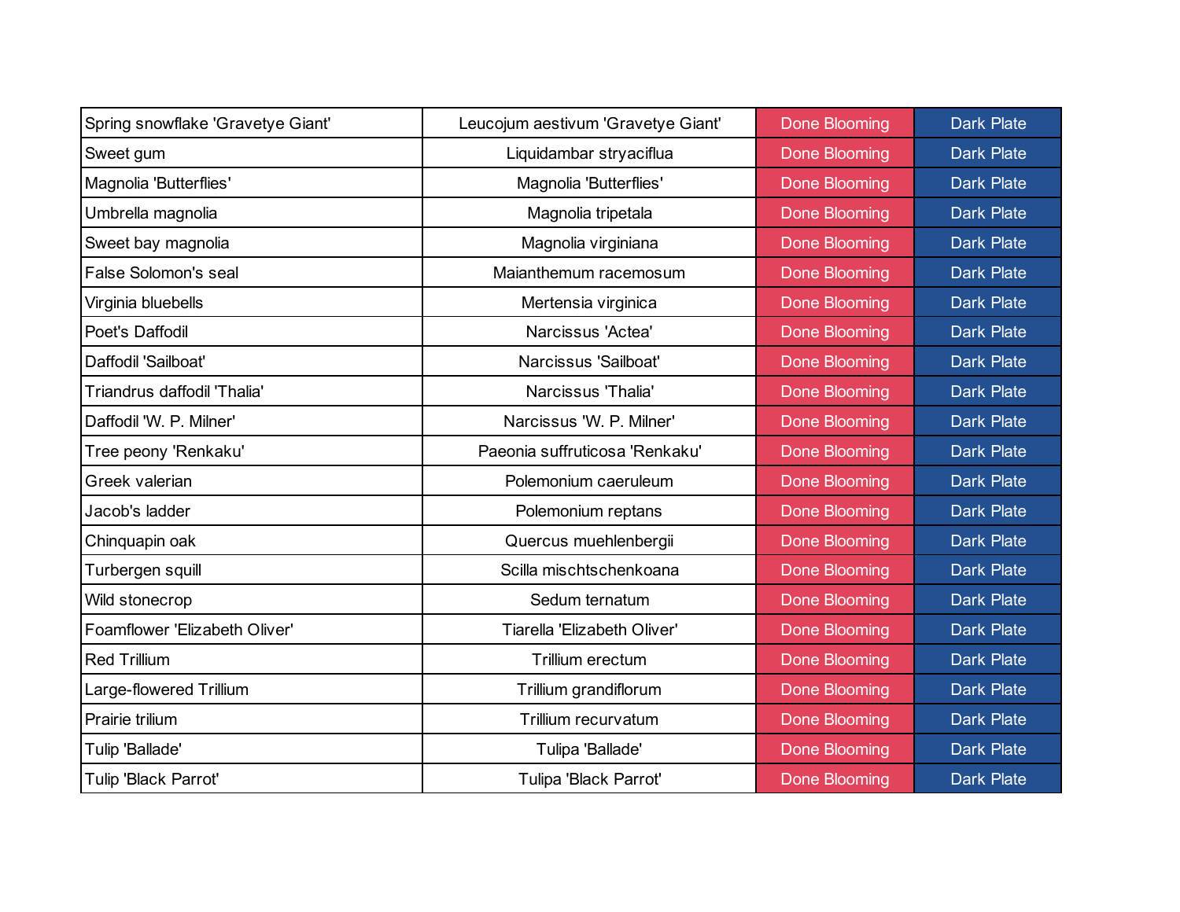| Spring snowflake 'Gravetye Giant' | Leucojum aestivum 'Gravetye Giant' | Done Blooming | Dark Plate |
|---|---|---|---|
| Sweet gum | Liquidambar stryaciflua | Done Blooming | Dark Plate |
| Magnolia 'Butterflies' | Magnolia 'Butterflies' | Done Blooming | Dark Plate |
| Umbrella magnolia | Magnolia tripetala | Done Blooming | Dark Plate |
| Sweet bay magnolia | Magnolia virginiana | Done Blooming | Dark Plate |
| False Solomon's seal | Maianthemum racemosum | Done Blooming | Dark Plate |
| Virginia bluebells | Mertensia virginica | Done Blooming | Dark Plate |
| Poet's Daffodil | Narcissus 'Actea' | Done Blooming | Dark Plate |
| Daffodil 'Sailboat' | Narcissus 'Sailboat' | Done Blooming | Dark Plate |
| Triandrus daffodil 'Thalia' | Narcissus 'Thalia' | Done Blooming | Dark Plate |
| Daffodil 'W. P. Milner' | Narcissus 'W. P. Milner' | Done Blooming | Dark Plate |
| Tree peony 'Renkaku' | Paeonia suffruticosa 'Renkaku' | Done Blooming | Dark Plate |
| Greek valerian | Polemonium caeruleum | Done Blooming | Dark Plate |
| Jacob's ladder | Polemonium reptans | Done Blooming | Dark Plate |
| Chinquapin oak | Quercus muehlenbergii | Done Blooming | Dark Plate |
| Turbergen squill | Scilla mischtschenkoana | Done Blooming | Dark Plate |
| Wild stonecrop | Sedum ternatum | Done Blooming | Dark Plate |
| Foamflower 'Elizabeth Oliver' | Tiarella 'Elizabeth Oliver' | Done Blooming | Dark Plate |
| Red Trillium | Trillium erectum | Done Blooming | Dark Plate |
| Large-flowered Trillium | Trillium grandiflorum | Done Blooming | Dark Plate |
| Prairie trilium | Trillium recurvatum | Done Blooming | Dark Plate |
| Tulip 'Ballade' | Tulipa 'Ballade' | Done Blooming | Dark Plate |
| Tulip 'Black Parrot' | Tulipa 'Black Parrot' | Done Blooming | Dark Plate |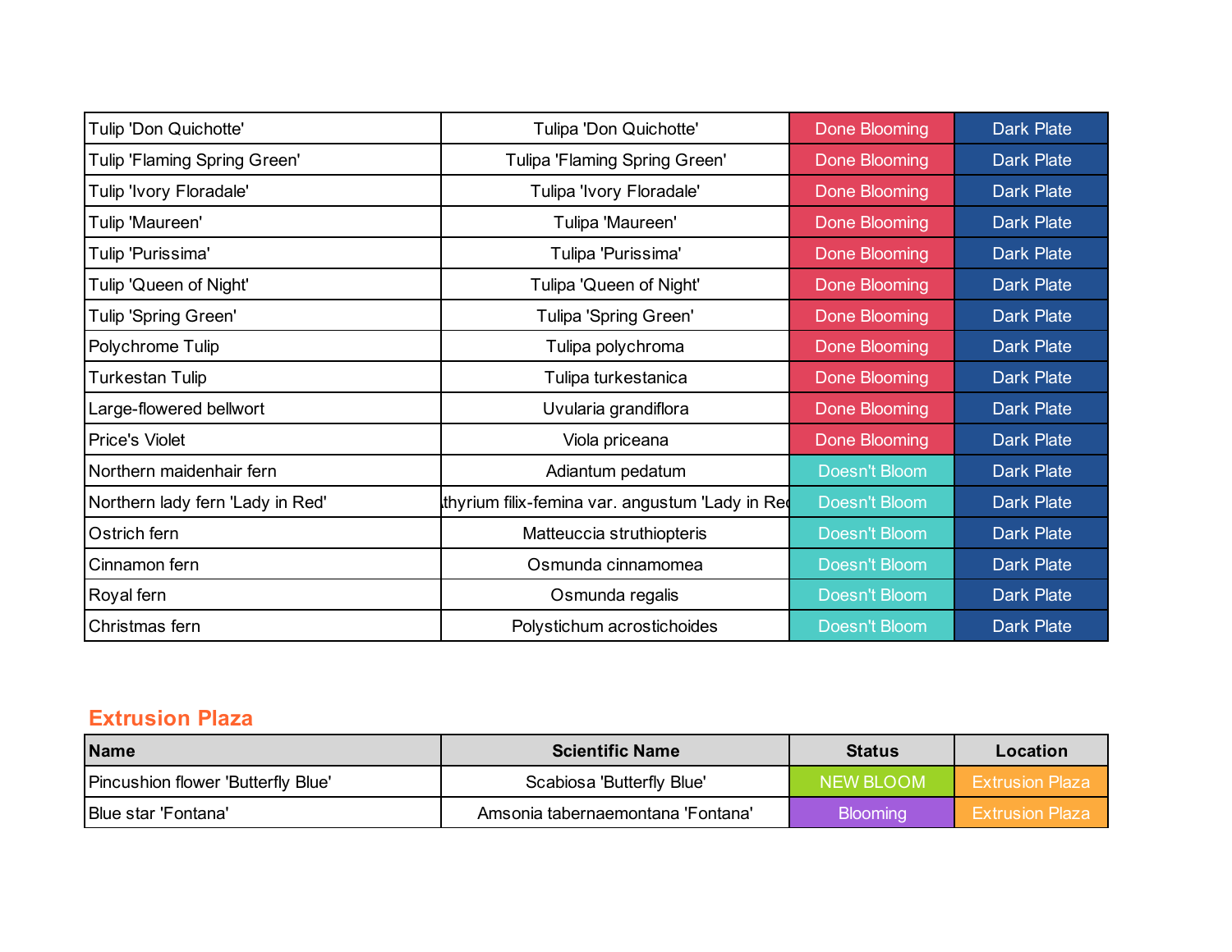| | | | |
|---|---|---|---|
| Tulip 'Don Quichotte' | Tulipa 'Don Quichotte' | Done Blooming | Dark Plate |
| Tulip 'Flaming Spring Green' | Tulipa 'Flaming Spring Green' | Done Blooming | Dark Plate |
| Tulip 'Ivory Floradale' | Tulipa 'Ivory Floradale' | Done Blooming | Dark Plate |
| Tulip 'Maureen' | Tulipa 'Maureen' | Done Blooming | Dark Plate |
| Tulip 'Purissima' | Tulipa 'Purissima' | Done Blooming | Dark Plate |
| Tulip 'Queen of Night' | Tulipa 'Queen of Night' | Done Blooming | Dark Plate |
| Tulip 'Spring Green' | Tulipa 'Spring Green' | Done Blooming | Dark Plate |
| Polychrome Tulip | Tulipa polychroma | Done Blooming | Dark Plate |
| Turkestan Tulip | Tulipa turkestanica | Done Blooming | Dark Plate |
| Large-flowered bellwort | Uvularia grandiflora | Done Blooming | Dark Plate |
| Price's Violet | Viola priceana | Done Blooming | Dark Plate |
| Northern maidenhair fern | Adiantum pedatum | Doesn't Bloom | Dark Plate |
| Northern lady fern 'Lady in Red' | Athyrium filix-femina var. angustum 'Lady in Red' | Doesn't Bloom | Dark Plate |
| Ostrich fern | Matteuccia struthiopteris | Doesn't Bloom | Dark Plate |
| Cinnamon fern | Osmunda cinnamomea | Doesn't Bloom | Dark Plate |
| Royal fern | Osmunda regalis | Doesn't Bloom | Dark Plate |
| Christmas fern | Polystichum acrostichoides | Doesn't Bloom | Dark Plate |

## Extrusion Plaza

| Name | Scientific Name | Status | Location |
|---|---|---|---|
| Pincushion flower 'Butterfly Blue' | Scabiosa 'Butterfly Blue' | NEW BLOOM | Extrusion Plaza |
| Blue star 'Fontana' | Amsonia tabernaemontana 'Fontana' | Blooming | Extrusion Plaza |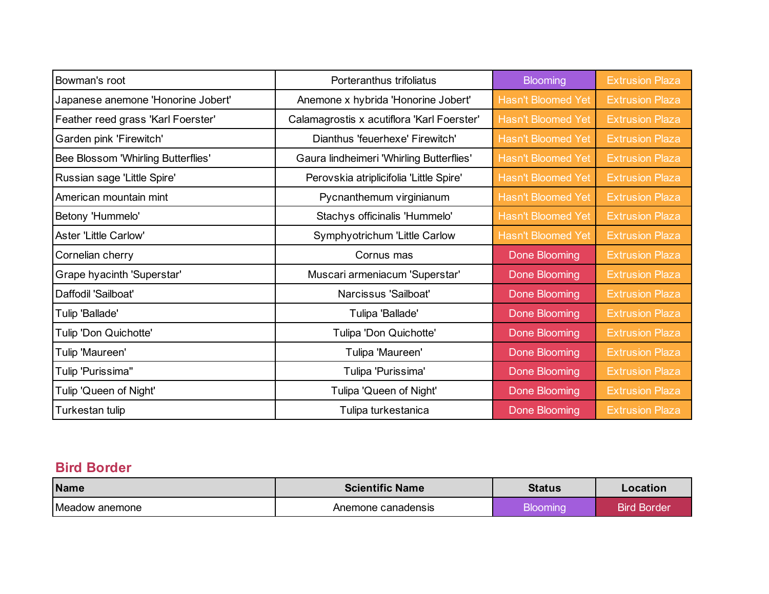| | | | |
|---|---|---|---|
| Bowman's root | Porteranthus trifoliatus | Blooming | Extrusion Plaza |
| Japanese anemone 'Honorine Jobert' | Anemone x hybrida 'Honorine Jobert' | Hasn't Bloomed Yet | Extrusion Plaza |
| Feather reed grass 'Karl Foerster' | Calamagrostis x acutiflora 'Karl Foerster' | Hasn't Bloomed Yet | Extrusion Plaza |
| Garden pink 'Firewitch' | Dianthus 'feuerhexe' Firewitch' | Hasn't Bloomed Yet | Extrusion Plaza |
| Bee Blossom 'Whirling Butterflies' | Gaura lindheimeri 'Whirling Butterflies' | Hasn't Bloomed Yet | Extrusion Plaza |
| Russian sage 'Little Spire' | Perovskia atriplicifolia 'Little Spire' | Hasn't Bloomed Yet | Extrusion Plaza |
| American mountain mint | Pycnanthemum virginianum | Hasn't Bloomed Yet | Extrusion Plaza |
| Betony 'Hummelo' | Stachys officinalis 'Hummelo' | Hasn't Bloomed Yet | Extrusion Plaza |
| Aster 'Little Carlow' | Symphyotrichum 'Little Carlow | Hasn't Bloomed Yet | Extrusion Plaza |
| Cornelian cherry | Cornus mas | Done Blooming | Extrusion Plaza |
| Grape hyacinth 'Superstar' | Muscari armeniacum 'Superstar' | Done Blooming | Extrusion Plaza |
| Daffodil 'Sailboat' | Narcissus 'Sailboat' | Done Blooming | Extrusion Plaza |
| Tulip 'Ballade' | Tulipa 'Ballade' | Done Blooming | Extrusion Plaza |
| Tulip 'Don Quichotte' | Tulipa 'Don Quichotte' | Done Blooming | Extrusion Plaza |
| Tulip 'Maureen' | Tulipa 'Maureen' | Done Blooming | Extrusion Plaza |
| Tulip 'Purissima'' | Tulipa 'Purissima' | Done Blooming | Extrusion Plaza |
| Tulip 'Queen of Night' | Tulipa 'Queen of Night' | Done Blooming | Extrusion Plaza |
| Turkestan tulip | Tulipa turkestanica | Done Blooming | Extrusion Plaza |

## Bird Border

| Name | Scientific Name | Status | Location |
|---|---|---|---|
| Meadow anemone | Anemone canadensis | Blooming | Bird Border |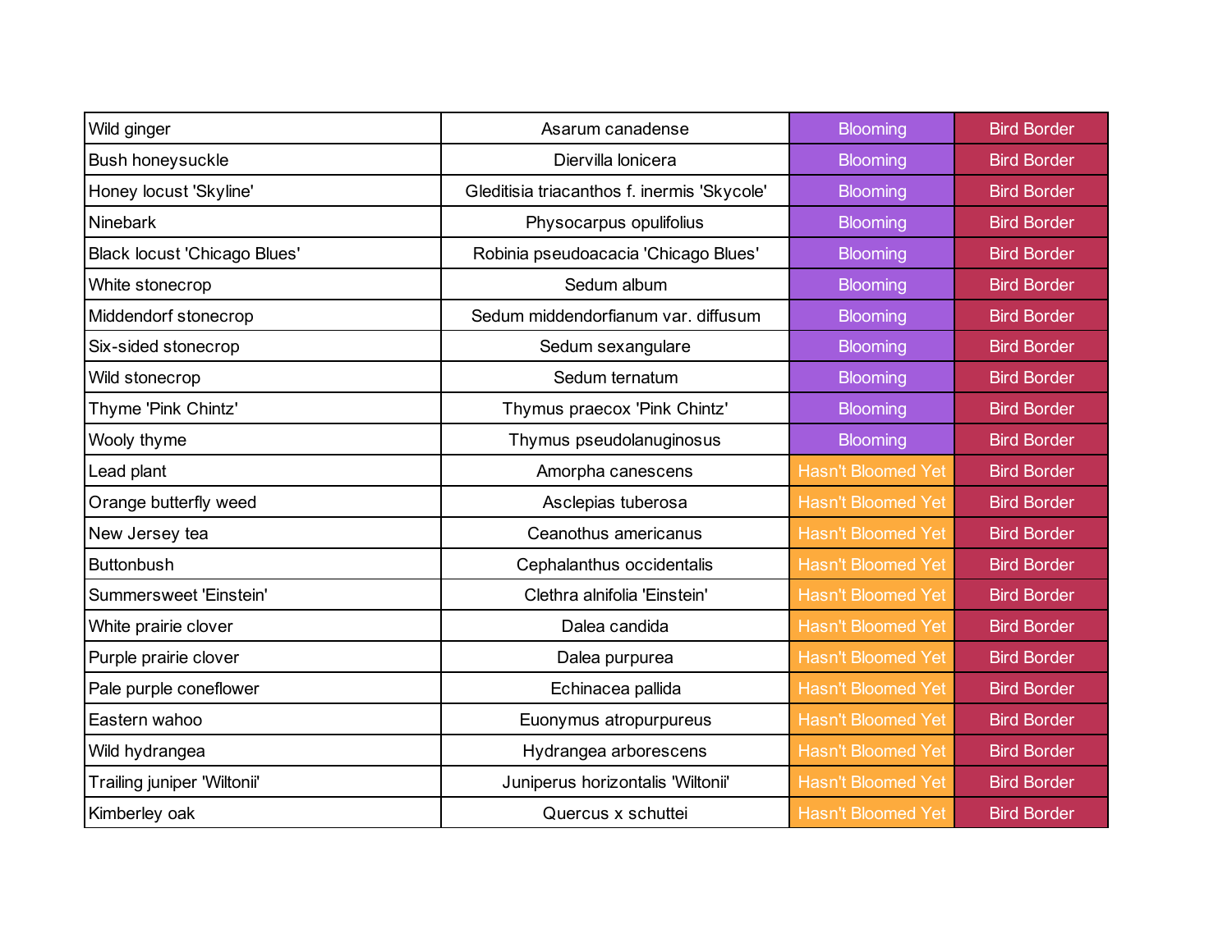| | | | |
|---|---|---|---|
| Wild ginger | Asarum canadense | Blooming | Bird Border |
| Bush honeysuckle | Diervilla lonicera | Blooming | Bird Border |
| Honey locust 'Skyline' | Gleditisia triacanthos f. inermis 'Skycole' | Blooming | Bird Border |
| Ninebark | Physocarpus opulifolius | Blooming | Bird Border |
| Black locust 'Chicago Blues' | Robinia pseudoacacia 'Chicago Blues' | Blooming | Bird Border |
| White stonecrop | Sedum album | Blooming | Bird Border |
| Middendorf stonecrop | Sedum middendorfianum var. diffusum | Blooming | Bird Border |
| Six-sided stonecrop | Sedum sexangulare | Blooming | Bird Border |
| Wild stonecrop | Sedum ternatum | Blooming | Bird Border |
| Thyme 'Pink Chintz' | Thymus praecox 'Pink Chintz' | Blooming | Bird Border |
| Wooly thyme | Thymus pseudolanuginosus | Blooming | Bird Border |
| Lead plant | Amorpha canescens | Hasn't Bloomed Yet | Bird Border |
| Orange butterfly weed | Asclepias tuberosa | Hasn't Bloomed Yet | Bird Border |
| New Jersey tea | Ceanothus americanus | Hasn't Bloomed Yet | Bird Border |
| Buttonbush | Cephalanthus occidentalis | Hasn't Bloomed Yet | Bird Border |
| Summersweet 'Einstein' | Clethra alnifolia 'Einstein' | Hasn't Bloomed Yet | Bird Border |
| White prairie clover | Dalea candida | Hasn't Bloomed Yet | Bird Border |
| Purple prairie clover | Dalea purpurea | Hasn't Bloomed Yet | Bird Border |
| Pale purple coneflower | Echinacea pallida | Hasn't Bloomed Yet | Bird Border |
| Eastern wahoo | Euonymus atropurpureus | Hasn't Bloomed Yet | Bird Border |
| Wild hydrangea | Hydrangea arborescens | Hasn't Bloomed Yet | Bird Border |
| Trailing juniper 'Wiltonii' | Juniperus horizontalis 'Wiltonii' | Hasn't Bloomed Yet | Bird Border |
| Kimberley oak | Quercus x schuttei | Hasn't Bloomed Yet | Bird Border |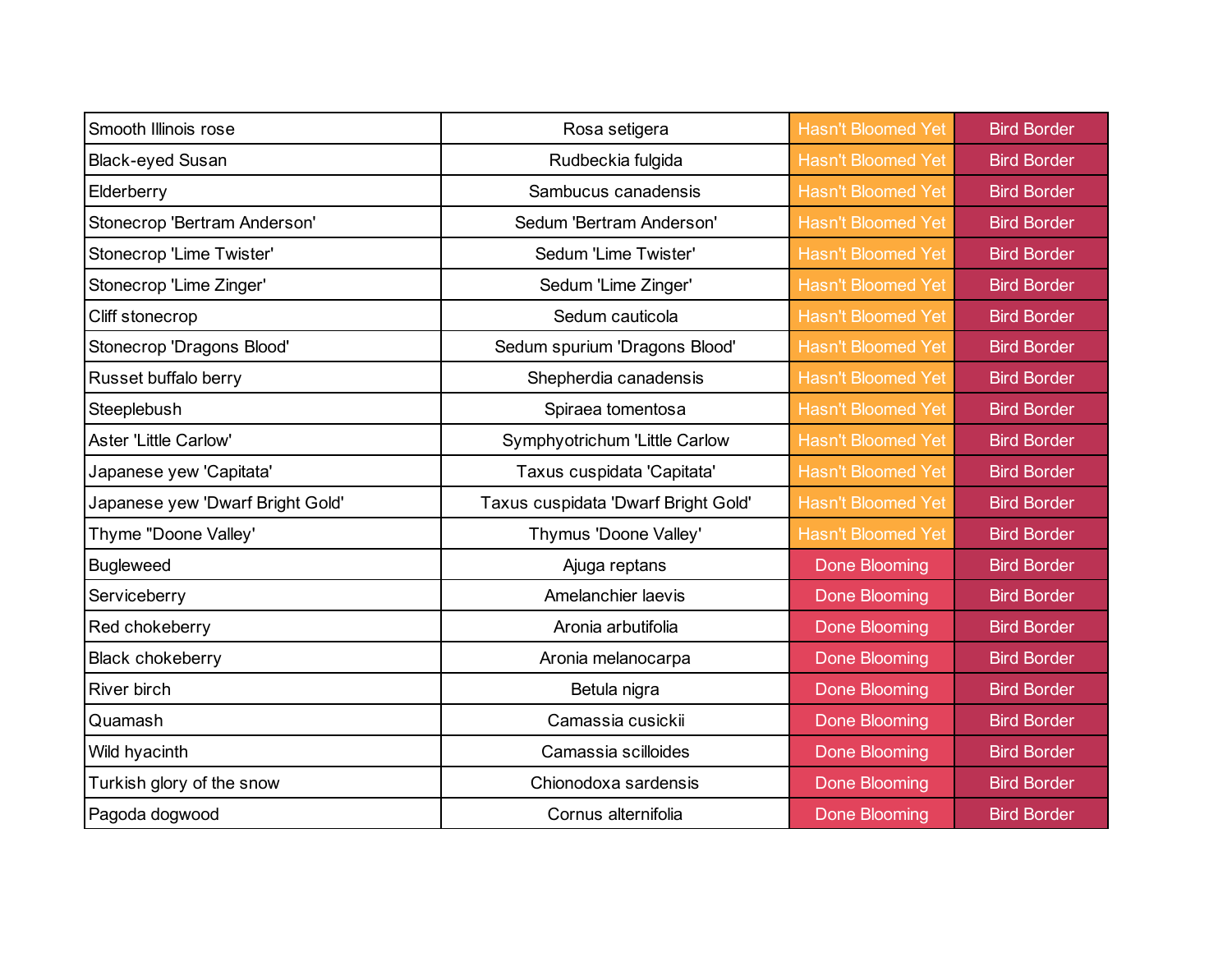| | | | |
|---|---|---|---|
| Smooth Illinois rose | Rosa setigera | Hasn't Bloomed Yet | Bird Border |
| Black-eyed Susan | Rudbeckia fulgida | Hasn't Bloomed Yet | Bird Border |
| Elderberry | Sambucus canadensis | Hasn't Bloomed Yet | Bird Border |
| Stonecrop 'Bertram Anderson' | Sedum 'Bertram Anderson' | Hasn't Bloomed Yet | Bird Border |
| Stonecrop 'Lime Twister' | Sedum 'Lime Twister' | Hasn't Bloomed Yet | Bird Border |
| Stonecrop 'Lime Zinger' | Sedum 'Lime Zinger' | Hasn't Bloomed Yet | Bird Border |
| Cliff stonecrop | Sedum cauticola | Hasn't Bloomed Yet | Bird Border |
| Stonecrop 'Dragons Blood' | Sedum spurium 'Dragons Blood' | Hasn't Bloomed Yet | Bird Border |
| Russet buffalo berry | Shepherdia canadensis | Hasn't Bloomed Yet | Bird Border |
| Steeplebush | Spiraea tomentosa | Hasn't Bloomed Yet | Bird Border |
| Aster 'Little Carlow' | Symphyotrichum 'Little Carlow | Hasn't Bloomed Yet | Bird Border |
| Japanese yew 'Capitata' | Taxus cuspidata 'Capitata' | Hasn't Bloomed Yet | Bird Border |
| Japanese yew 'Dwarf Bright Gold' | Taxus cuspidata 'Dwarf Bright Gold' | Hasn't Bloomed Yet | Bird Border |
| Thyme "Doone Valley' | Thymus 'Doone Valley' | Hasn't Bloomed Yet | Bird Border |
| Bugleweed | Ajuga reptans | Done Blooming | Bird Border |
| Serviceberry | Amelanchier laevis | Done Blooming | Bird Border |
| Red chokeberry | Aronia arbutifolia | Done Blooming | Bird Border |
| Black chokeberry | Aronia melanocarpa | Done Blooming | Bird Border |
| River birch | Betula nigra | Done Blooming | Bird Border |
| Quamash | Camassia cusickii | Done Blooming | Bird Border |
| Wild hyacinth | Camassia scilloides | Done Blooming | Bird Border |
| Turkish glory of the snow | Chionodoxa sardensis | Done Blooming | Bird Border |
| Pagoda dogwood | Cornus alternifolia | Done Blooming | Bird Border |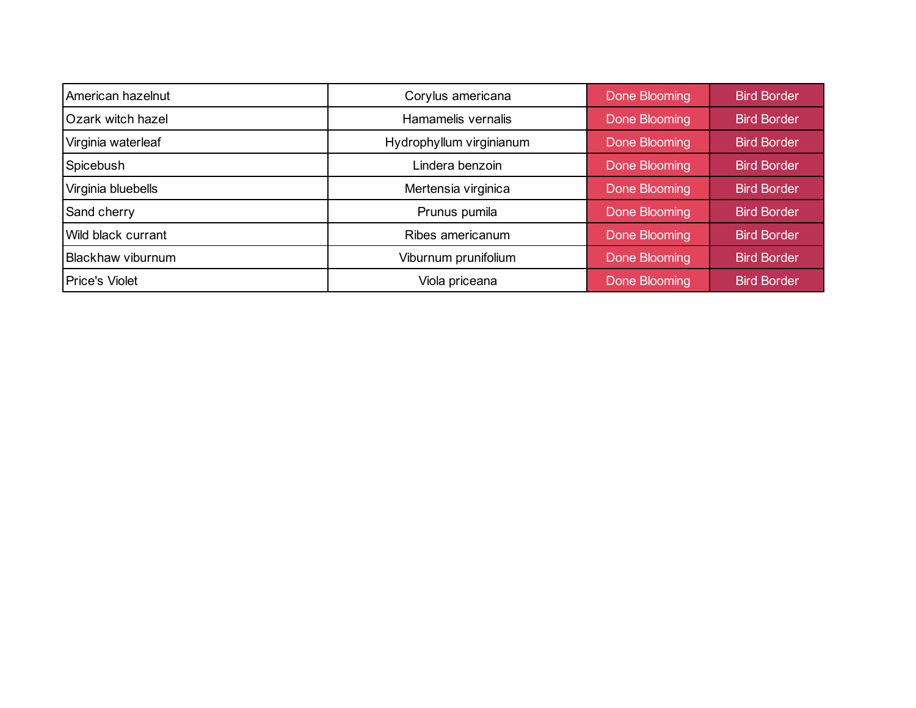| | | | |
|---|---|---|---|
| American hazelnut | Corylus americana | Done Blooming | Bird Border |
| Ozark witch hazel | Hamamelis vernalis | Done Blooming | Bird Border |
| Virginia waterleaf | Hydrophyllum virginianum | Done Blooming | Bird Border |
| Spicebush | Lindera benzoin | Done Blooming | Bird Border |
| Virginia bluebells | Mertensia virginica | Done Blooming | Bird Border |
| Sand cherry | Prunus pumila | Done Blooming | Bird Border |
| Wild black currant | Ribes americanum | Done Blooming | Bird Border |
| Blackhaw viburnum | Viburnum prunifolium | Done Blooming | Bird Border |
| Price's Violet | Viola priceana | Done Blooming | Bird Border |